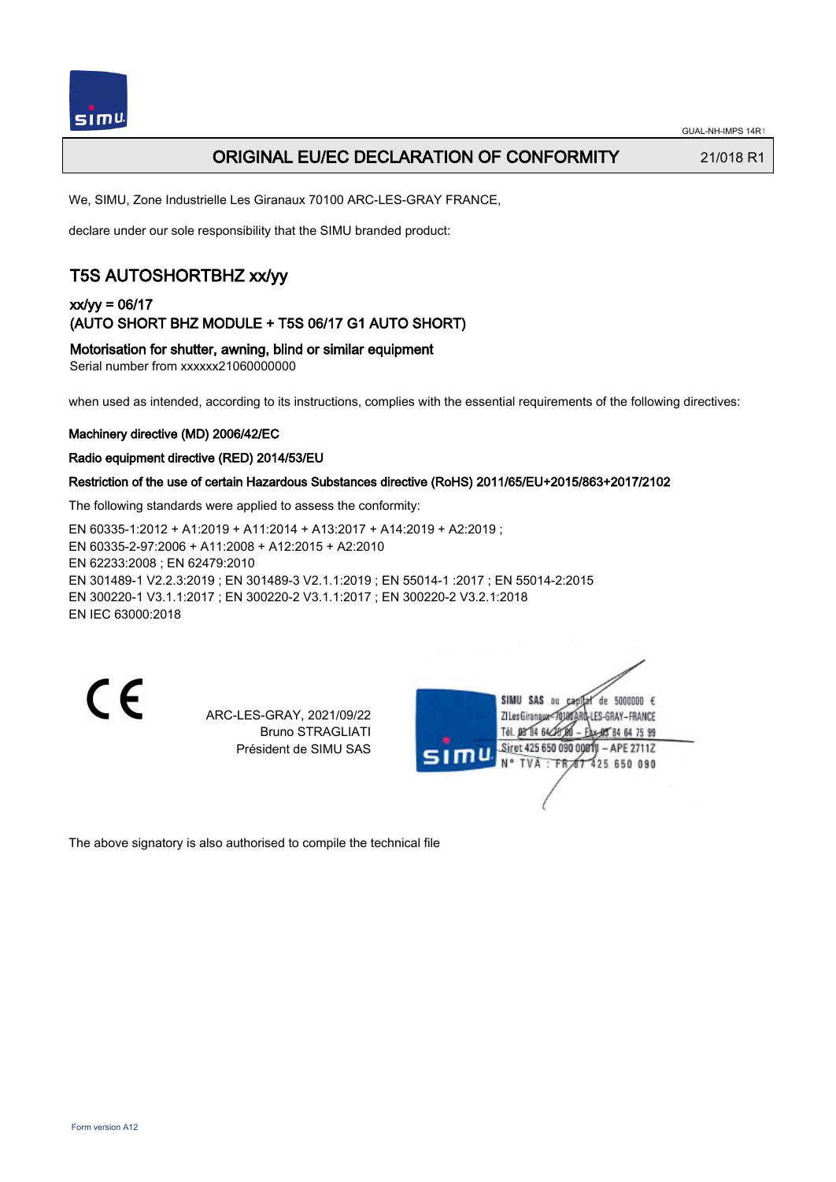# ORIGINAL EU/EC DECLARATION OF CONFORMITY

21/018 R1

We, SIMU, Zone Industrielle Les Giranaux 70100 ARC-LES-GRAY FRANCE,

declare under our sole responsibility that the SIMU branded product:

## T5S AUTOSHORTBHZ xx/yy

### xx/yy = 06/17
### (AUTO SHORT BHZ MODULE + T5S 06/17 G1 AUTO SHORT)

### Motorisation for shutter, awning, blind or similar equipment

Serial number from xxxxxx21060000000

when used as intended, according to its instructions, complies with the essential requirements of the following directives:

**Machinery directive (MD) 2006/42/EC**

**Radio equipment directive (RED) 2014/53/EU**

**Restriction of the use of certain Hazardous Substances directive (RoHS) 2011/65/EU+2015/863+2017/2102**

The following standards were applied to assess the conformity:

EN 60335-1:2012 + A1:2019 + A11:2014 + A13:2017 + A14:2019 + A2:2019 ;
EN 60335-2-97:2006 + A11:2008 + A12:2015 + A2:2010
EN 62233:2008 ; EN 62479:2010
EN 301489-1 V2.2.3:2019 ; EN 301489-3 V2.1.1:2019 ; EN 55014-1 :2017 ; EN 55014-2:2015
EN 300220-1 V3.1.1:2017 ; EN 300220-2 V3.1.1:2017 ; EN 300220-2 V3.2.1:2018
EN IEC 63000:2018

CE

ARC-LES-GRAY, 2021/09/22
Bruno STRAGLIATI
Président de SIMU SAS

SIMU SAS au capital de 5000000 €
ZI Les Giranaux 70100 ARC-LES-GRAY – FRANCE
Tél. 03 84 64 75 00 – Fax 03 84 64 75 99
Siret 425 650 090 00011 – APE 2711Z
N° TVA : FR 87 425 650 090

The above signatory is also authorised to compile the technical file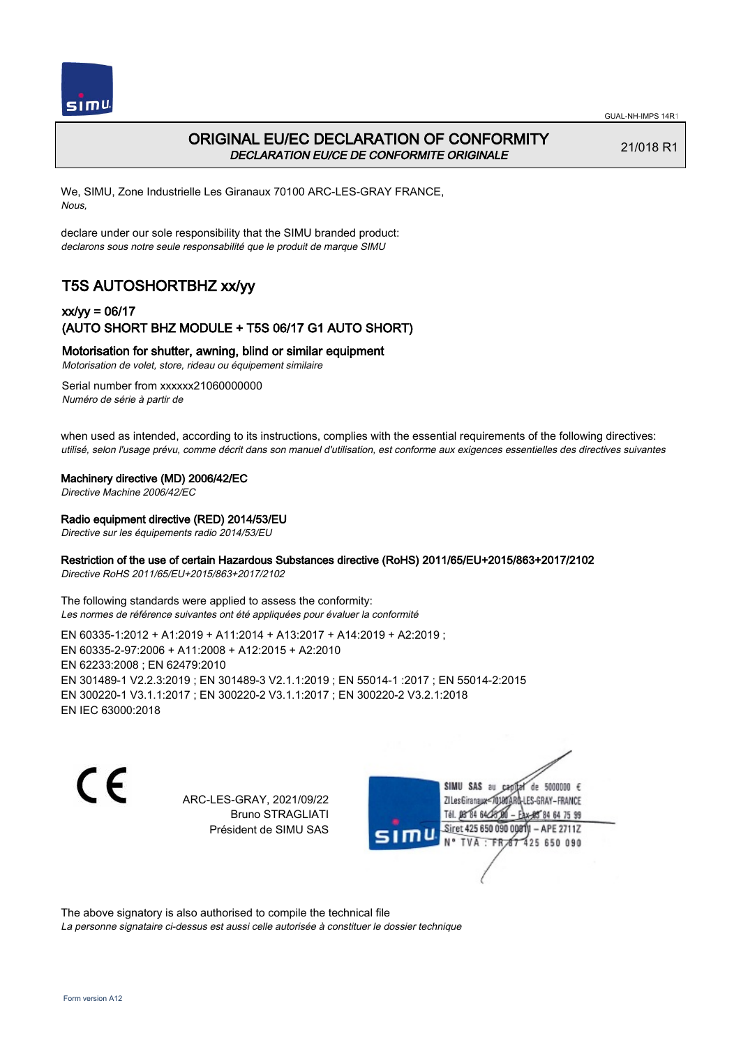# ORIGINAL EU/EC DECLARATION OF CONFORMITY

*DECLARATION EU/CE DE CONFORMITE ORIGINALE*

21/018 R1

We, SIMU, Zone Industrielle Les Giranaux 70100 ARC-LES-GRAY FRANCE,
*Nous,*

declare under our sole responsibility that the SIMU branded product:
*declarons sous notre seule responsabilité que le produit de marque SIMU*

## T5S AUTOSHORTBHZ xx/yy

### xx/yy = 06/17
### (AUTO SHORT BHZ MODULE + T5S 06/17 G1 AUTO SHORT)

**Motorisation for shutter, awning, blind or similar equipment**
*Motorisation de volet, store, rideau ou équipement similaire*

Serial number from xxxxxx21060000000
*Numéro de série à partir de*

when used as intended, according to its instructions, complies with the essential requirements of the following directives:
*utilisé, selon l'usage prévu, comme décrit dans son manuel d'utilisation, est conforme aux exigences essentielles des directives suivantes*

**Machinery directive (MD) 2006/42/EC**
*Directive Machine 2006/42/EC*

**Radio equipment directive (RED) 2014/53/EU**
*Directive sur les équipements radio 2014/53/EU*

**Restriction of the use of certain Hazardous Substances directive (RoHS) 2011/65/EU+2015/863+2017/2102**
*Directive RoHS 2011/65/EU+2015/863+2017/2102*

The following standards were applied to assess the conformity:
*Les normes de référence suivantes ont été appliquées pour évaluer la conformité*

EN 60335-1:2012 + A1:2019 + A11:2014 + A13:2017 + A14:2019 + A2:2019 ;
EN 60335-2-97:2006 + A11:2008 + A12:2015 + A2:2010
EN 62233:2008 ; EN 62479:2010
EN 301489-1 V2.2.3:2019 ; EN 301489-3 V2.1.1:2019 ; EN 55014-1 :2017 ; EN 55014-2:2015
EN 300220-1 V3.1.1:2017 ; EN 300220-2 V3.1.1:2017 ; EN 300220-2 V3.2.1:2018
EN IEC 63000:2018

CE

ARC-LES-GRAY, 2021/09/22
Bruno STRAGLIATI
Président de SIMU SAS

SIMU SAS au capital de 5000000 €
ZI Les Giranaux 70100 ARC-LES-GRAY-FRANCE
Tél. 03 84 64 75 00 – Fax 03 84 64 75 99
Siret 425 650 090 00011 – APE 2711Z
N° TVA : FR 87 425 650 090

The above signatory is also authorised to compile the technical file
*La personne signataire ci-dessus est aussi celle autorisée à constituer le dossier technique*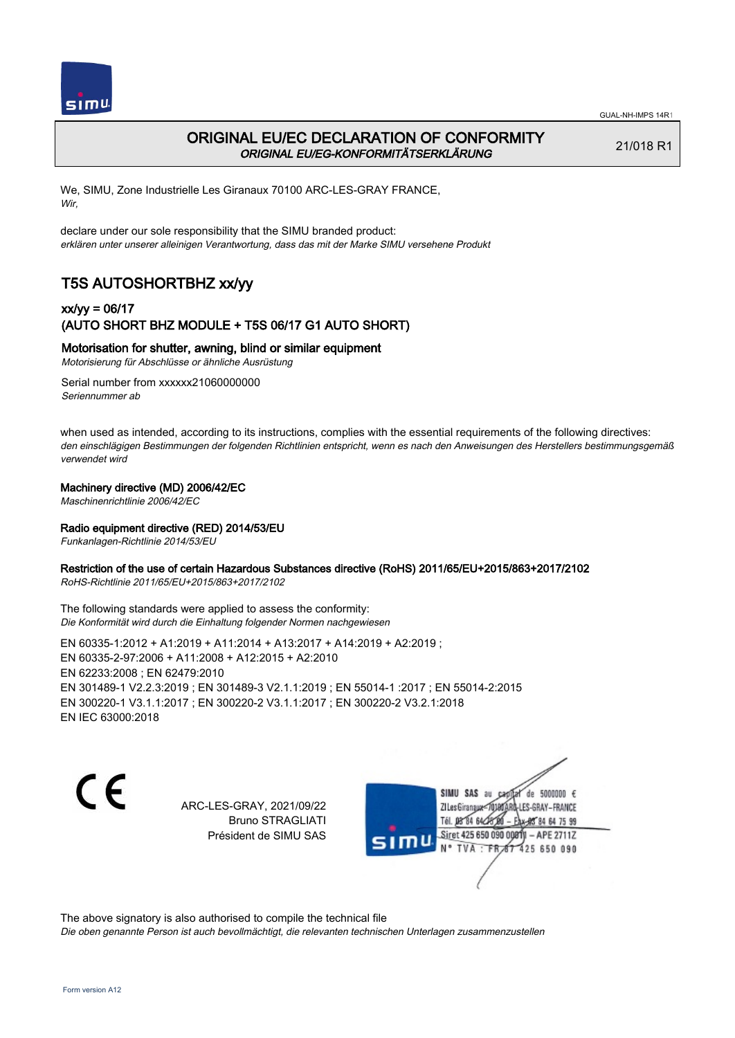# ORIGINAL EU/EC DECLARATION OF CONFORMITY

*ORIGINAL EU/EG-KONFORMITÄTSERKLÄRUNG*

21/018 R1

We, SIMU, Zone Industrielle Les Giranaux 70100 ARC-LES-GRAY FRANCE,
*Wir,*

declare under our sole responsibility that the SIMU branded product:
*erklären unter unserer alleinigen Verantwortung, dass das mit der Marke SIMU versehene Produkt*

## T5S AUTOSHORTBHZ xx/yy

### xx/yy = 06/17
### (AUTO SHORT BHZ MODULE + T5S 06/17 G1 AUTO SHORT)

**Motorisation for shutter, awning, blind or similar equipment**
*Motorisierung für Abschlüsse or ähnliche Ausrüstung*

Serial number from xxxxxx21060000000
*Seriennummer ab*

when used as intended, according to its instructions, complies with the essential requirements of the following directives:
*den einschlägigen Bestimmungen der folgenden Richtlinien entspricht, wenn es nach den Anweisungen des Herstellers bestimmungsgemäß verwendet wird*

**Machinery directive (MD) 2006/42/EC**
*Maschinenrichtlinie 2006/42/EC*

**Radio equipment directive (RED) 2014/53/EU**
*Funkanlagen-Richtlinie 2014/53/EU*

**Restriction of the use of certain Hazardous Substances directive (RoHS) 2011/65/EU+2015/863+2017/2102**
*RoHS-Richtlinie 2011/65/EU+2015/863+2017/2102*

The following standards were applied to assess the conformity:
*Die Konformität wird durch die Einhaltung folgender Normen nachgewiesen*

EN 60335-1:2012 + A1:2019 + A11:2014 + A13:2017 + A14:2019 + A2:2019 ;
EN 60335-2-97:2006 + A11:2008 + A12:2015 + A2:2010
EN 62233:2008 ; EN 62479:2010
EN 301489-1 V2.2.3:2019 ; EN 301489-3 V2.1.1:2019 ; EN 55014-1 :2017 ; EN 55014-2:2015
EN 300220-1 V3.1.1:2017 ; EN 300220-2 V3.1.1:2017 ; EN 300220-2 V3.2.1:2018
EN IEC 63000:2018

ARC-LES-GRAY, 2021/09/22
Bruno STRAGLIATI
Président de SIMU SAS

SIMU SAS au capital de 5000000 €
ZI Les Giranaux 70100 ARC-LES-GRAY-FRANCE
Tél. 03 84 64 78 00 – Fax 03 84 64 75 99
Siret 425 650 090 00011 – APE 2711Z
N° TVA : FR 67 425 650 090

The above signatory is also authorised to compile the technical file
*Die oben genannte Person ist auch bevollmächtigt, die relevanten technischen Unterlagen zusammenzustellen*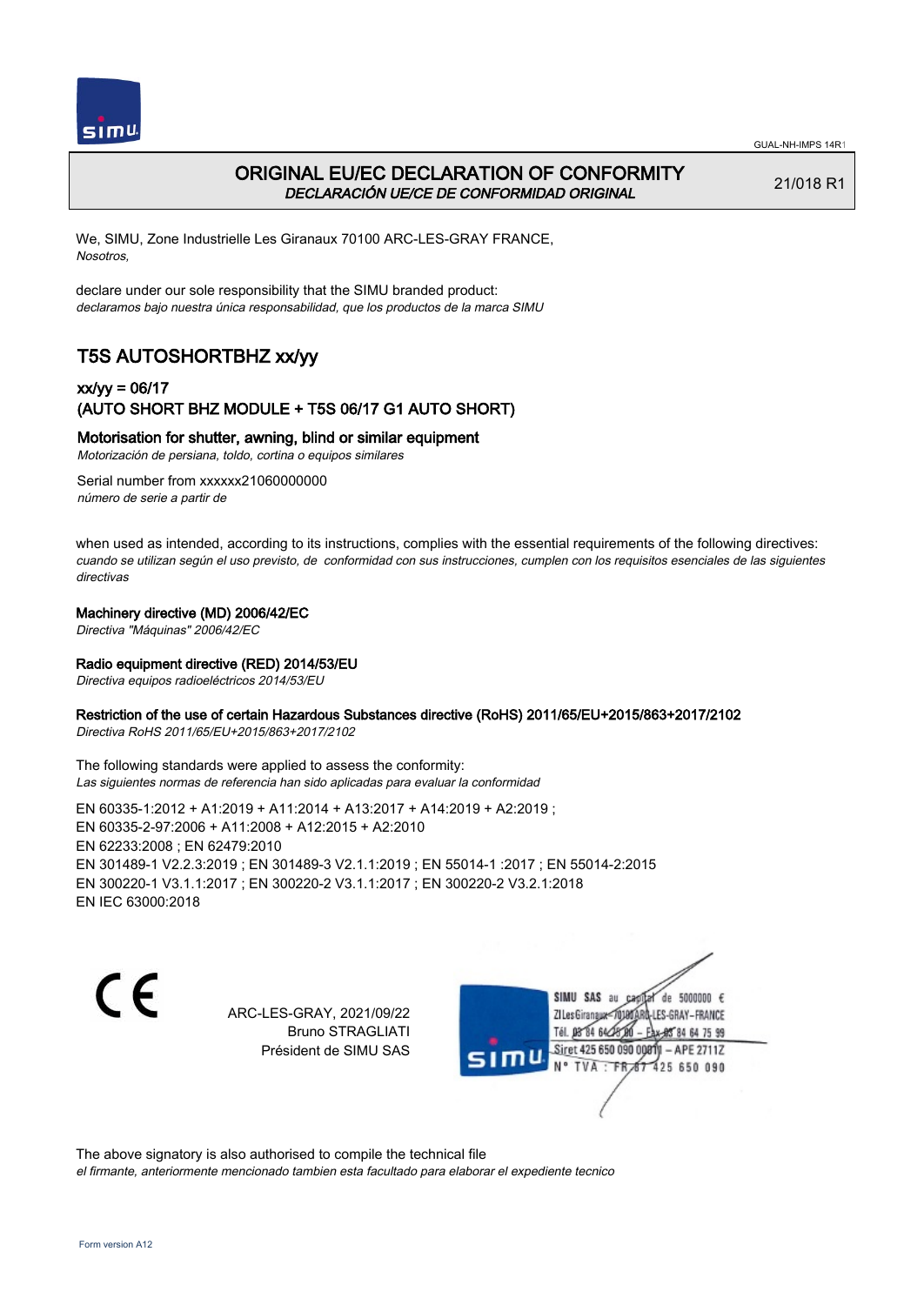# ORIGINAL EU/EC DECLARATION OF CONFORMITY

*DECLARACIÓN UE/CE DE CONFORMIDAD ORIGINAL*

21/018 R1

We, SIMU, Zone Industrielle Les Giranaux 70100 ARC-LES-GRAY FRANCE,
*Nosotros,*

declare under our sole responsibility that the SIMU branded product:
*declaramos bajo nuestra única responsabilidad, que los productos de la marca SIMU*

## T5S AUTOSHORTBHZ xx/yy

### xx/yy = 06/17
### (AUTO SHORT BHZ MODULE + T5S 06/17 G1 AUTO SHORT)

**Motorisation for shutter, awning, blind or similar equipment**
*Motorización de persiana, toldo, cortina o equipos similares*

Serial number from xxxxxx21060000000
*número de serie a partir de*

when used as intended, according to its instructions, complies with the essential requirements of the following directives:
*cuando se utilizan según el uso previsto, de conformidad con sus instrucciones, cumplen con los requisitos esenciales de las siguientes directivas*

**Machinery directive (MD) 2006/42/EC**
*Directiva "Máquinas" 2006/42/EC*

**Radio equipment directive (RED) 2014/53/EU**
*Directiva equipos radioeléctricos 2014/53/EU*

**Restriction of the use of certain Hazardous Substances directive (RoHS) 2011/65/EU+2015/863+2017/2102**
*Directiva RoHS 2011/65/EU+2015/863+2017/2102*

The following standards were applied to assess the conformity:
*Las siguientes normas de referencia han sido aplicadas para evaluar la conformidad*

EN 60335-1:2012 + A1:2019 + A11:2014 + A13:2017 + A14:2019 + A2:2019 ;
EN 60335-2-97:2006 + A11:2008 + A12:2015 + A2:2010
EN 62233:2008 ; EN 62479:2010
EN 301489-1 V2.2.3:2019 ; EN 301489-3 V2.1.1:2019 ; EN 55014-1 :2017 ; EN 55014-2:2015
EN 300220-1 V3.1.1:2017 ; EN 300220-2 V3.1.1:2017 ; EN 300220-2 V3.2.1:2018
EN IEC 63000:2018

CE

ARC-LES-GRAY, 2021/09/22
Bruno STRAGLIATI
Président de SIMU SAS

SIMU SAS au capital de 5000000 €
ZI Les Giranaux 70100 ARC-LES-GRAY-FRANCE
Tél. 03 84 64 75 00 – Fax 03 84 64 75 99
Siret 425 650 090 00011 – APE 2711Z
N° TVA : FR 87 425 650 090

The above signatory is also authorised to compile the technical file
*el firmante, anteriormente mencionado tambien esta facultado para elaborar el expediente tecnico*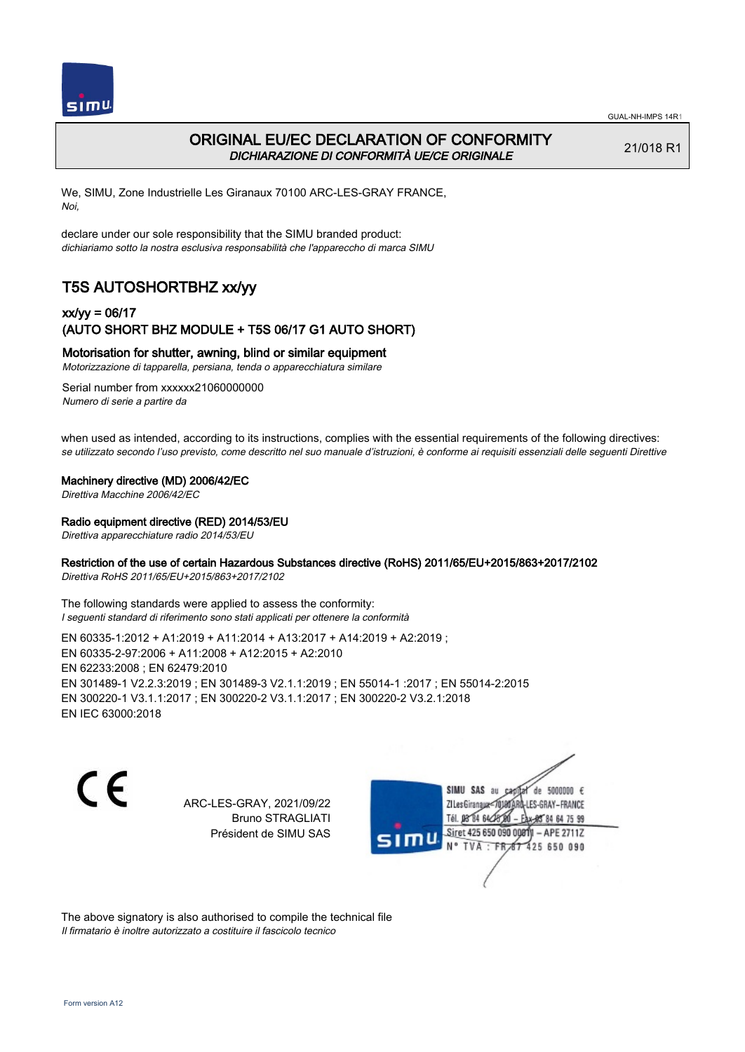# ORIGINAL EU/EC DECLARATION OF CONFORMITY
*DICHIARAZIONE DI CONFORMITÀ UE/CE ORIGINALE*

21/018 R1

We, SIMU, Zone Industrielle Les Giranaux 70100 ARC-LES-GRAY FRANCE,
*Noi,*

declare under our sole responsibility that the SIMU branded product:
*dichiariamo sotto la nostra esclusiva responsabilità che l'apparecchio di marca SIMU*

## T5S AUTOSHORTBHZ xx/yy

### xx/yy = 06/17
### (AUTO SHORT BHZ MODULE + T5S 06/17 G1 AUTO SHORT)

**Motorisation for shutter, awning, blind or similar equipment**
*Motorizzazione di tapparella, persiana, tenda o apparecchiatura similare*

Serial number from xxxxxx21060000000
*Numero di serie a partire da*

when used as intended, according to its instructions, complies with the essential requirements of the following directives:
*se utilizzato secondo l'uso previsto, come descritto nel suo manuale d'istruzioni, è conforme ai requisiti essenziali delle seguenti Direttive*

**Machinery directive (MD) 2006/42/EC**
*Direttiva Macchine 2006/42/EC*

**Radio equipment directive (RED) 2014/53/EU**
*Direttiva apparecchiature radio 2014/53/EU*

**Restriction of the use of certain Hazardous Substances directive (RoHS) 2011/65/EU+2015/863+2017/2102**
*Direttiva RoHS 2011/65/EU+2015/863+2017/2102*

The following standards were applied to assess the conformity:
*I seguenti standard di riferimento sono stati applicati per ottenere la conformità*

EN 60335-1:2012 + A1:2019 + A11:2014 + A13:2017 + A14:2019 + A2:2019 ;
EN 60335-2-97:2006 + A11:2008 + A12:2015 + A2:2010
EN 62233:2008 ; EN 62479:2010
EN 301489-1 V2.2.3:2019 ; EN 301489-3 V2.1.1:2019 ; EN 55014-1 :2017 ; EN 55014-2:2015
EN 300220-1 V3.1.1:2017 ; EN 300220-2 V3.1.1:2017 ; EN 300220-2 V3.2.1:2018
EN IEC 63000:2018

CE

ARC-LES-GRAY, 2021/09/22
Bruno STRAGLIATI
Président de SIMU SAS

SIMU SAS au capital de 5000000 €
ZI Les Giranaux 70100 ARC-LES-GRAY-FRANCE
Tél. 03 84 64 75 00 – Fax 03 84 64 75 99
Siret 425 650 090 00011 – APE 2711Z
N° TVA : FR 67 425 650 090

The above signatory is also authorised to compile the technical file
*Il firmatario è inoltre autorizzato a costituire il fascicolo tecnico*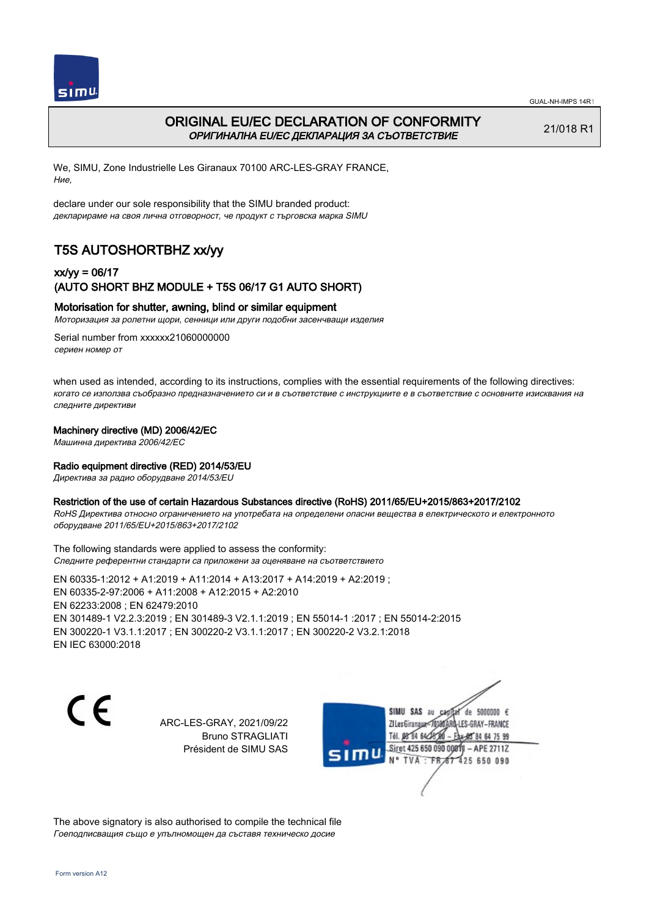# ORIGINAL EU/EC DECLARATION OF CONFORMITY

*ОРИГИНАЛНА EU/EC ДЕКЛАРАЦИЯ ЗА СЪОТВЕТСТВИЕ*

21/018 R1

We, SIMU, Zone Industrielle Les Giranaux 70100 ARC-LES-GRAY FRANCE,
*Ние,*

declare under our sole responsibility that the SIMU branded product:
*декларираме на своя лична отговорност, че продукт с търговска марка SIMU*

## T5S AUTOSHORTBHZ xx/yy

### xx/yy = 06/17
### (AUTO SHORT BHZ MODULE + T5S 06/17 G1 AUTO SHORT)

**Motorisation for shutter, awning, blind or similar equipment**
*Моторизация за ролетни щори, сенници или други подобни засенчващи изделия*

Serial number from xxxxxx21060000000
*сериен номер от*

when used as intended, according to its instructions, complies with the essential requirements of the following directives:
*когато се използва съобразно предназначението си и в съответствие с инструкциите е в съответствие с основните изисквания на следните директиви*

**Machinery directive (MD) 2006/42/EC**
*Машинна директива 2006/42/EC*

**Radio equipment directive (RED) 2014/53/EU**
*Директива за радио оборудване 2014/53/EU*

**Restriction of the use of certain Hazardous Substances directive (RoHS) 2011/65/EU+2015/863+2017/2102**
*RoHS Директива относно ограничението на употребата на определени опасни вещества в електрическото и електронното оборудване 2011/65/EU+2015/863+2017/2102*

The following standards were applied to assess the conformity:
*Следните референтни стандарти са приложени за оценяване на съответствието*

EN 60335-1:2012 + A1:2019 + A11:2014 + A13:2017 + A14:2019 + A2:2019 ;
EN 60335-2-97:2006 + A11:2008 + A12:2015 + A2:2010
EN 62233:2008 ; EN 62479:2010
EN 301489-1 V2.2.3:2019 ; EN 301489-3 V2.1.1:2019 ; EN 55014-1 :2017 ; EN 55014-2:2015
EN 300220-1 V3.1.1:2017 ; EN 300220-2 V3.1.1:2017 ; EN 300220-2 V3.2.1:2018
EN IEC 63000:2018

CE

ARC-LES-GRAY, 2021/09/22
Bruno STRAGLIATI
Président de SIMU SAS

SIMU SAS au capital de 5000000 €
ZI Les Giranaux 70100 ARC-LES-GRAY-FRANCE
Tél. 03 84 64 75 00 – Fax 03 84 64 75 99
Siret 425 650 090 00011 – APE 2711Z
N° TVA : FR 87 425 650 090

The above signatory is also authorised to compile the technical file
*Гоеподписващия също е упълномощен да съставя техническо досие*

Form version A12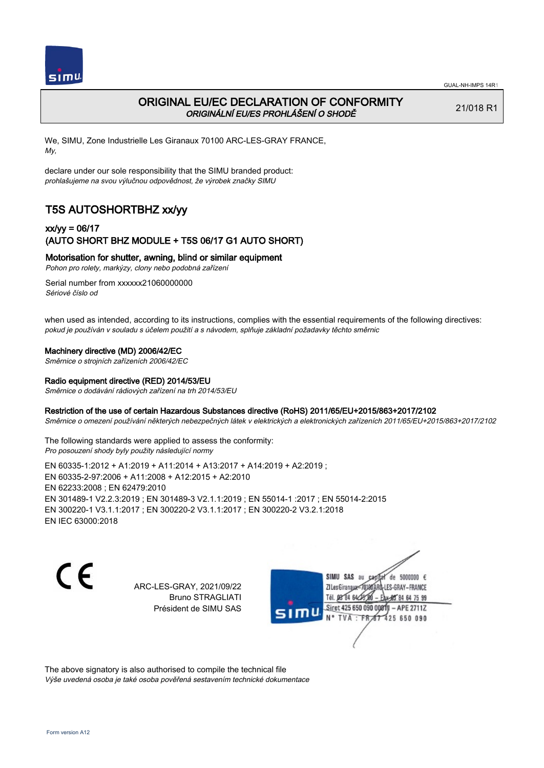# ORIGINAL EU/EC DECLARATION OF CONFORMITY
*ORIGINÁLNÍ EU/ES PROHLÁŠENÍ O SHODĚ*

21/018 R1

We, SIMU, Zone Industrielle Les Giranaux 70100 ARC-LES-GRAY FRANCE,
*My,*

declare under our sole responsibility that the SIMU branded product:
*prohlašujeme na svou výlučnou odpovědnost, že výrobek značky SIMU*

## T5S AUTOSHORTBHZ xx/yy

### xx/yy = 06/17
### (AUTO SHORT BHZ MODULE + T5S 06/17 G1 AUTO SHORT)

**Motorisation for shutter, awning, blind or similar equipment**
*Pohon pro rolety, markýzy, clony nebo podobná zařízení*

Serial number from xxxxxx21060000000
*Sériové číslo od*

when used as intended, according to its instructions, complies with the essential requirements of the following directives:
*pokud je používán v souladu s účelem použití a s návodem, splňuje základní požadavky těchto směrnic*

**Machinery directive (MD) 2006/42/EC**
*Směrnice o strojních zařízeních 2006/42/EC*

**Radio equipment directive (RED) 2014/53/EU**
*Směrnice o dodávání rádiových zařízení na trh 2014/53/EU*

**Restriction of the use of certain Hazardous Substances directive (RoHS) 2011/65/EU+2015/863+2017/2102**
*Směrnice o omezení používání některých nebezpečných látek v elektrických a elektronických zařízeních 2011/65/EU+2015/863+2017/2102*

The following standards were applied to assess the conformity:
*Pro posouzení shody byly použity následující normy*

EN 60335-1:2012 + A1:2019 + A11:2014 + A13:2017 + A14:2019 + A2:2019 ;
EN 60335-2-97:2006 + A11:2008 + A12:2015 + A2:2010
EN 62233:2008 ; EN 62479:2010
EN 301489-1 V2.2.3:2019 ; EN 301489-3 V2.1.1:2019 ; EN 55014-1 :2017 ; EN 55014-2:2015
EN 300220-1 V3.1.1:2017 ; EN 300220-2 V3.1.1:2017 ; EN 300220-2 V3.2.1:2018
EN IEC 63000:2018

ARC-LES-GRAY, 2021/09/22
Bruno STRAGLIATI
Président de SIMU SAS

SIMU SAS au capital de 5000000 €
ZI Les Giranaux 70100 ARC-LES-GRAY-FRANCE
Tél. 03 84 64 75 00 – Fax 03 84 64 75 99
Siret 425 650 090 00011 – APE 2711Z
N° TVA : FR 87 425 650 090

The above signatory is also authorised to compile the technical file
*Výše uvedená osoba je také osoba pověřená sestavením technické dokumentace*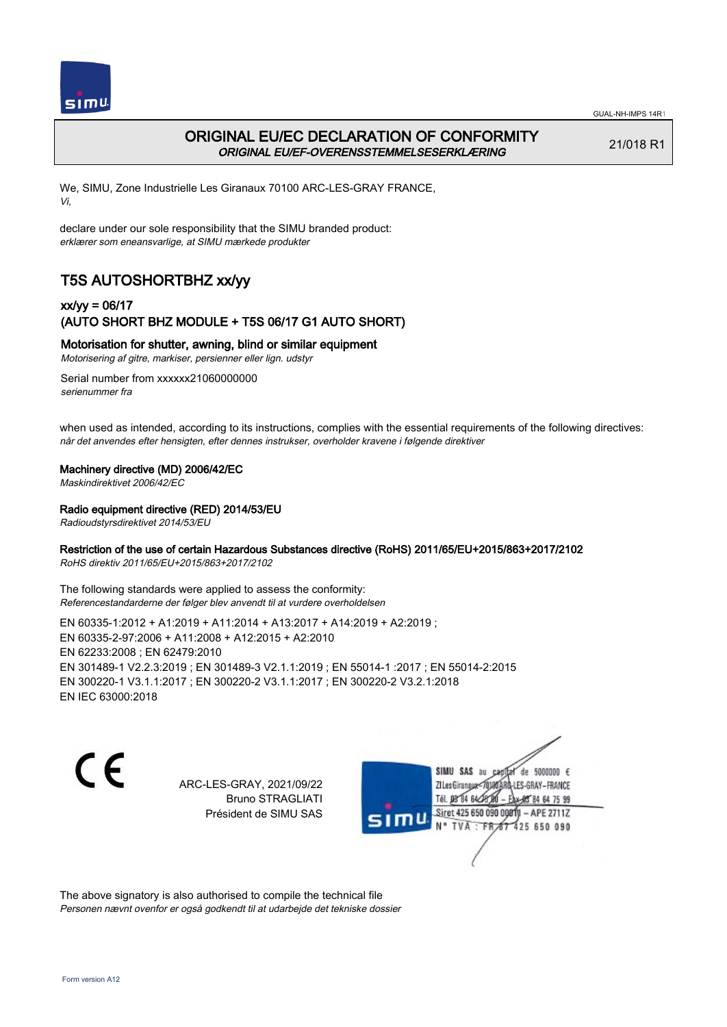# ORIGINAL EU/EC DECLARATION OF CONFORMITY
*ORIGINAL EU/EF-OVERENSSTEMMELSESERKLÆRING*

21/018 R1

We, SIMU, Zone Industrielle Les Giranaux 70100 ARC-LES-GRAY FRANCE,
*Vi,*

declare under our sole responsibility that the SIMU branded product:
*erklærer som eneansvarlige, at SIMU mærkede produkter*

## T5S AUTOSHORTBHZ xx/yy

### xx/yy = 06/17
### (AUTO SHORT BHZ MODULE + T5S 06/17 G1 AUTO SHORT)

**Motorisation for shutter, awning, blind or similar equipment**
*Motorisering af gitre, markiser, persienner eller lign. udstyr*

Serial number from xxxxxx21060000000
*serienummer fra*

when used as intended, according to its instructions, complies with the essential requirements of the following directives:
*når det anvendes efter hensigten, efter dennes instrukser, overholder kravene i følgende direktiver*

**Machinery directive (MD) 2006/42/EC**
*Maskindirektivet 2006/42/EC*

**Radio equipment directive (RED) 2014/53/EU**
*Radioudstyrsdirektivet 2014/53/EU*

**Restriction of the use of certain Hazardous Substances directive (RoHS) 2011/65/EU+2015/863+2017/2102**
*RoHS direktiv 2011/65/EU+2015/863+2017/2102*

The following standards were applied to assess the conformity:
*Referencestandarderne der følger blev anvendt til at vurdere overholdelsen*

EN 60335-1:2012 + A1:2019 + A11:2014 + A13:2017 + A14:2019 + A2:2019 ;
EN 60335-2-97:2006 + A11:2008 + A12:2015 + A2:2010
EN 62233:2008 ; EN 62479:2010
EN 301489-1 V2.2.3:2019 ; EN 301489-3 V2.1.1:2019 ; EN 55014-1 :2017 ; EN 55014-2:2015
EN 300220-1 V3.1.1:2017 ; EN 300220-2 V3.1.1:2017 ; EN 300220-2 V3.2.1:2018
EN IEC 63000:2018

CE

ARC-LES-GRAY, 2021/09/22
Bruno STRAGLIATI
Président de SIMU SAS

SIMU SAS au capital de 5000000 €
ZI Les Giranaux 70100 ARC-LES-GRAY-FRANCE
Tél. 03 84 64 75 00 – Fax 03 84 64 75 99
Siret 425 650 090 00011 – APE 2711Z
N° TVA : FR 87 425 650 090

The above signatory is also authorised to compile the technical file
*Personen nævnt ovenfor er også godkendt til at udarbejde det tekniske dossier*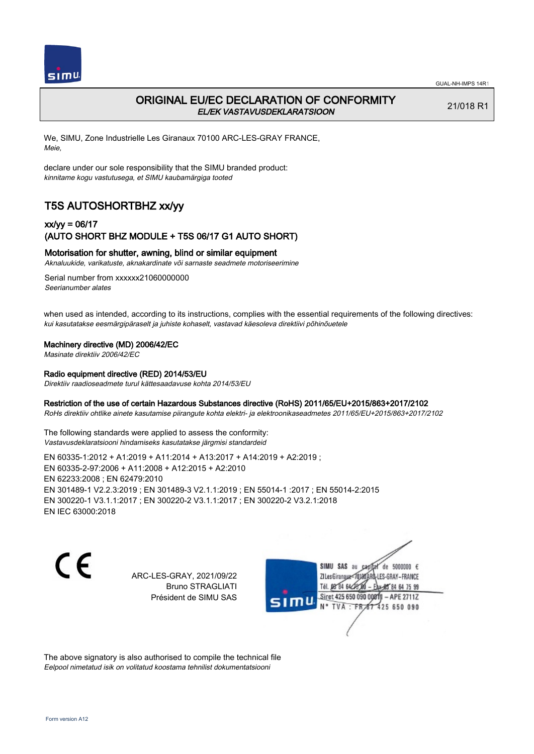# ORIGINAL EU/EC DECLARATION OF CONFORMITY

*EL/EK VASTAVUSDEKLARATSIOON*

21/018 R1

We, SIMU, Zone Industrielle Les Giranaux 70100 ARC-LES-GRAY FRANCE,
*Meie,*

declare under our sole responsibility that the SIMU branded product:
*kinnitame kogu vastutusega, et SIMU kaubamärgiga tooted*

## T5S AUTOSHORTBHZ xx/yy

### xx/yy = 06/17
### (AUTO SHORT BHZ MODULE + T5S 06/17 G1 AUTO SHORT)

**Motorisation for shutter, awning, blind or similar equipment**
*Aknaluukide, varikatuste, aknakardinate või sarnaste seadmete motoriseerimine*

Serial number from xxxxxx21060000000
*Seerianumber alates*

when used as intended, according to its instructions, complies with the essential requirements of the following directives:
*kui kasutatakse eesmärgipäraselt ja juhiste kohaselt, vastavad käesoleva direktiivi põhinõuetele*

**Machinery directive (MD) 2006/42/EC**
*Masinate direktiiv 2006/42/EC*

**Radio equipment directive (RED) 2014/53/EU**
*Direktiiv raadioseadmete turul kättesaadavuse kohta 2014/53/EU*

**Restriction of the use of certain Hazardous Substances directive (RoHS) 2011/65/EU+2015/863+2017/2102**
*RoHs direktiiv ohtlike ainete kasutamise piirangute kohta elektri- ja elektroonikaseadmetes 2011/65/EU+2015/863+2017/2102*

The following standards were applied to assess the conformity:
*Vastavusdeklaratsiooni hindamiseks kasutatakse järgmisi standardeid*

EN 60335-1:2012 + A1:2019 + A11:2014 + A13:2017 + A14:2019 + A2:2019 ;
EN 60335-2-97:2006 + A11:2008 + A12:2015 + A2:2010
EN 62233:2008 ; EN 62479:2010
EN 301489-1 V2.2.3:2019 ; EN 301489-3 V2.1.1:2019 ; EN 55014-1 :2017 ; EN 55014-2:2015
EN 300220-1 V3.1.1:2017 ; EN 300220-2 V3.1.1:2017 ; EN 300220-2 V3.2.1:2018
EN IEC 63000:2018

ARC-LES-GRAY, 2021/09/22
Bruno STRAGLIATI
Président de SIMU SAS

SIMU SAS au capital de 5000000 €
ZI Les Giranaux 70100 ARC-LES-GRAY-FRANCE
Tél. 03 84 64 75 00 – Fax 03 84 64 75 99
Siret 425 650 090 00011 – APE 2711Z
N° TVA : FR 67 425 650 090

The above signatory is also authorised to compile the technical file
*Eelpool nimetatud isik on volitatud koostama tehnilist dokumentatsiooni*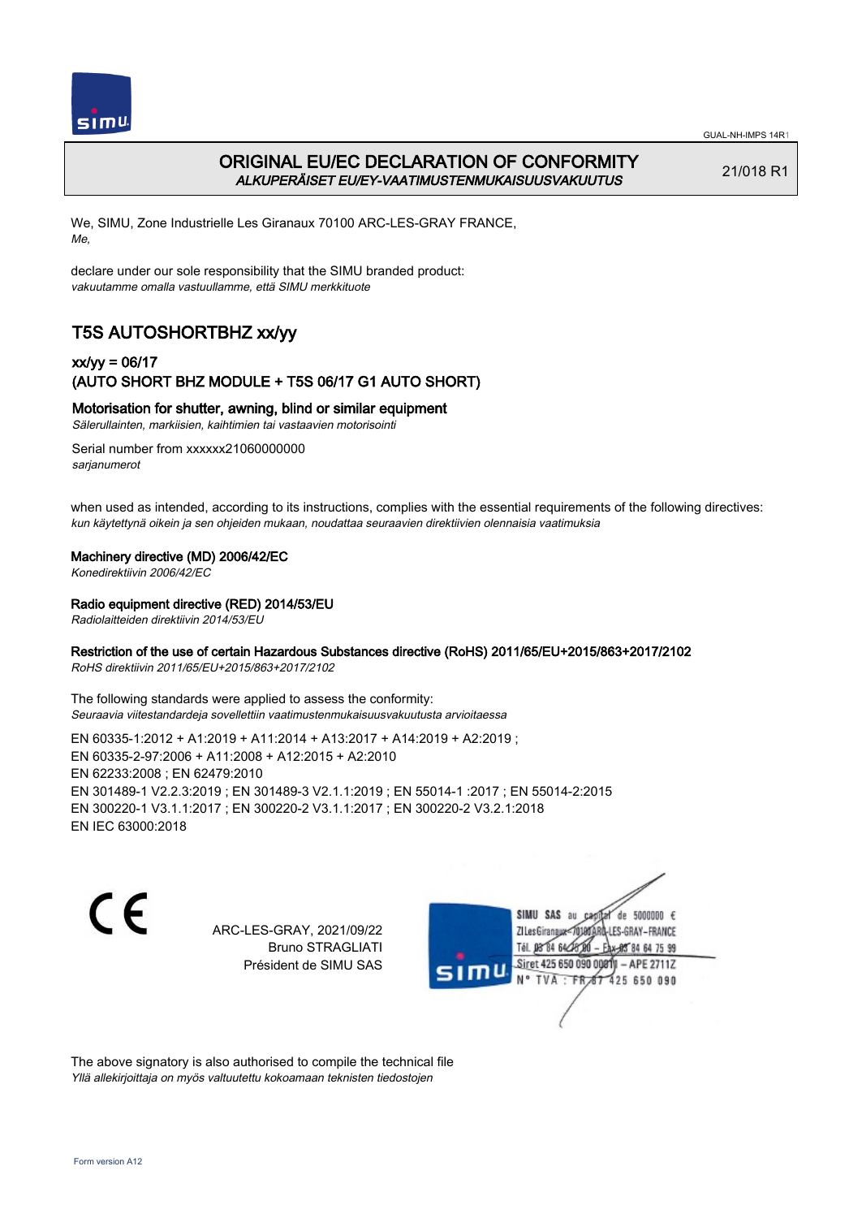# ORIGINAL EU/EC DECLARATION OF CONFORMITY

*ALKUPERÄISET EU/EY-VAATIMUSTENMUKAISUUSVAKUUTUS*

21/018 R1

We, SIMU, Zone Industrielle Les Giranaux 70100 ARC-LES-GRAY FRANCE,
*Me,*

declare under our sole responsibility that the SIMU branded product:
*vakuutamme omalla vastuullamme, että SIMU merkkituote*

## T5S AUTOSHORTBHZ xx/yy

### xx/yy = 06/17
### (AUTO SHORT BHZ MODULE + T5S 06/17 G1 AUTO SHORT)

**Motorisation for shutter, awning, blind or similar equipment**
*Sälerullainten, markiisien, kaihtimien tai vastaavien motorisointi*

Serial number from xxxxxx21060000000
*sarjanumerot*

when used as intended, according to its instructions, complies with the essential requirements of the following directives:
*kun käytettynä oikein ja sen ohjeiden mukaan, noudattaa seuraavien direktiivien olennaisia vaatimuksia*

**Machinery directive (MD) 2006/42/EC**
*Konedirektiivin 2006/42/EC*

**Radio equipment directive (RED) 2014/53/EU**
*Radiolaitteiden direktiivin 2014/53/EU*

**Restriction of the use of certain Hazardous Substances directive (RoHS) 2011/65/EU+2015/863+2017/2102**
*RoHS direktiivin 2011/65/EU+2015/863+2017/2102*

The following standards were applied to assess the conformity:
*Seuraavia viitestandardeja sovellettiin vaatimustenmukaisuusvakuutusta arvioitaessa*

EN 60335-1:2012 + A1:2019 + A11:2014 + A13:2017 + A14:2019 + A2:2019 ;
EN 60335-2-97:2006 + A11:2008 + A12:2015 + A2:2010
EN 62233:2008 ; EN 62479:2010
EN 301489-1 V2.2.3:2019 ; EN 301489-3 V2.1.1:2019 ; EN 55014-1 :2017 ; EN 55014-2:2015
EN 300220-1 V3.1.1:2017 ; EN 300220-2 V3.1.1:2017 ; EN 300220-2 V3.2.1:2018
EN IEC 63000:2018

ARC-LES-GRAY, 2021/09/22
Bruno STRAGLIATI
Président de SIMU SAS

SIMU SAS au capital de 5000000 €
ZI Les Giranaux 70100 ARC-LES-GRAY-FRANCE
Tél. 03 84 64 75 00 – Fax 03 84 64 75 99
Siret 425 650 090 00011 – APE 2711Z
N° TVA : FR 87 425 650 090

The above signatory is also authorised to compile the technical file
*Yllä allekirjoittaja on myös valtuutettu kokoamaan teknisten tiedostojen*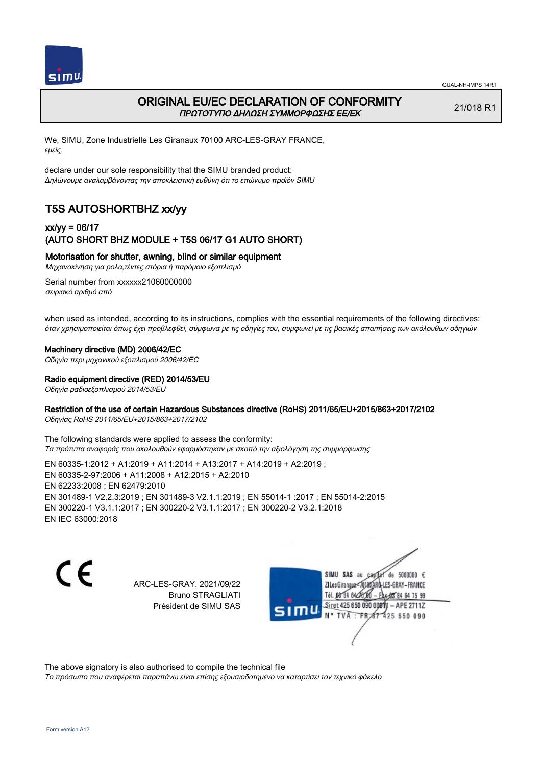# ORIGINAL EU/EC DECLARATION OF CONFORMITY

*ΠΡΩΤΟΤΥΠΟ ΔΗΛΩΣΗ ΣΥΜΜΟΡΦΩΣΗΣ ΕΕ/ΕΚ*

21/018 R1

We, SIMU, Zone Industrielle Les Giranaux 70100 ARC-LES-GRAY FRANCE,
*εμείς,*

declare under our sole responsibility that the SIMU branded product:
*Δηλώνουμε αναλαμβάνοντας την αποκλειστική ευθύνη ότι το επώνυμο προϊόν SIMU*

## T5S AUTOSHORTBHZ xx/yy

### xx/yy = 06/17
### (AUTO SHORT BHZ MODULE + T5S 06/17 G1 AUTO SHORT)

**Motorisation for shutter, awning, blind or similar equipment**
*Μηχανοκίνηση για ρολα,τέντες,στόρια ή παρόμοιο εξοπλισμό*

Serial number from xxxxxx21060000000
*σειριακό αριθμό από*

when used as intended, according to its instructions, complies with the essential requirements of the following directives:
*όταν χρησιμοποιείται όπως έχει προβλεφθεί, σύμφωνα με τις οδηγίες του, συμφωνεί με τις βασικές απαιτήσεις των ακόλουθων οδηγιών*

**Machinery directive (MD) 2006/42/EC**
*Οδηγία περι μηχανικού εξοπλισμού 2006/42/EC*

**Radio equipment directive (RED) 2014/53/EU**
*Οδηγία ραδιοεξοπλισμού 2014/53/EU*

**Restriction of the use of certain Hazardous Substances directive (RoHS) 2011/65/EU+2015/863+2017/2102**
*Οδηγίας RoHS 2011/65/EU+2015/863+2017/2102*

The following standards were applied to assess the conformity:
*Τα πρότυπα αναφοράς που ακολουθούν εφαρμόστηκαν με σκοπό την αξιολόγηση της συμμόρφωσης*

EN 60335-1:2012 + A1:2019 + A11:2014 + A13:2017 + A14:2019 + A2:2019 ;
EN 60335-2-97:2006 + A11:2008 + A12:2015 + A2:2010
EN 62233:2008 ; EN 62479:2010
EN 301489-1 V2.2.3:2019 ; EN 301489-3 V2.1.1:2019 ; EN 55014-1 :2017 ; EN 55014-2:2015
EN 300220-1 V3.1.1:2017 ; EN 300220-2 V3.1.1:2017 ; EN 300220-2 V3.2.1:2018
EN IEC 63000:2018

CE

ARC-LES-GRAY, 2021/09/22
Bruno STRAGLIATI
Président de SIMU SAS

SIMU SAS au capital de 5000000 €
ZI Les Giranaux 70100 ARC-LES-GRAY-FRANCE
Tél. 03 84 64 75 00 – Fax 03 84 64 75 99
Siret 425 650 090 00011 – APE 2711Z
N° TVA : FR 67 425 650 090

The above signatory is also authorised to compile the technical file
*Το πρόσωπο που αναφέρεται παραπάνω είναι επίσης εξουσιοδοτημένο να καταρτίσει τον τεχνικό φάκελο*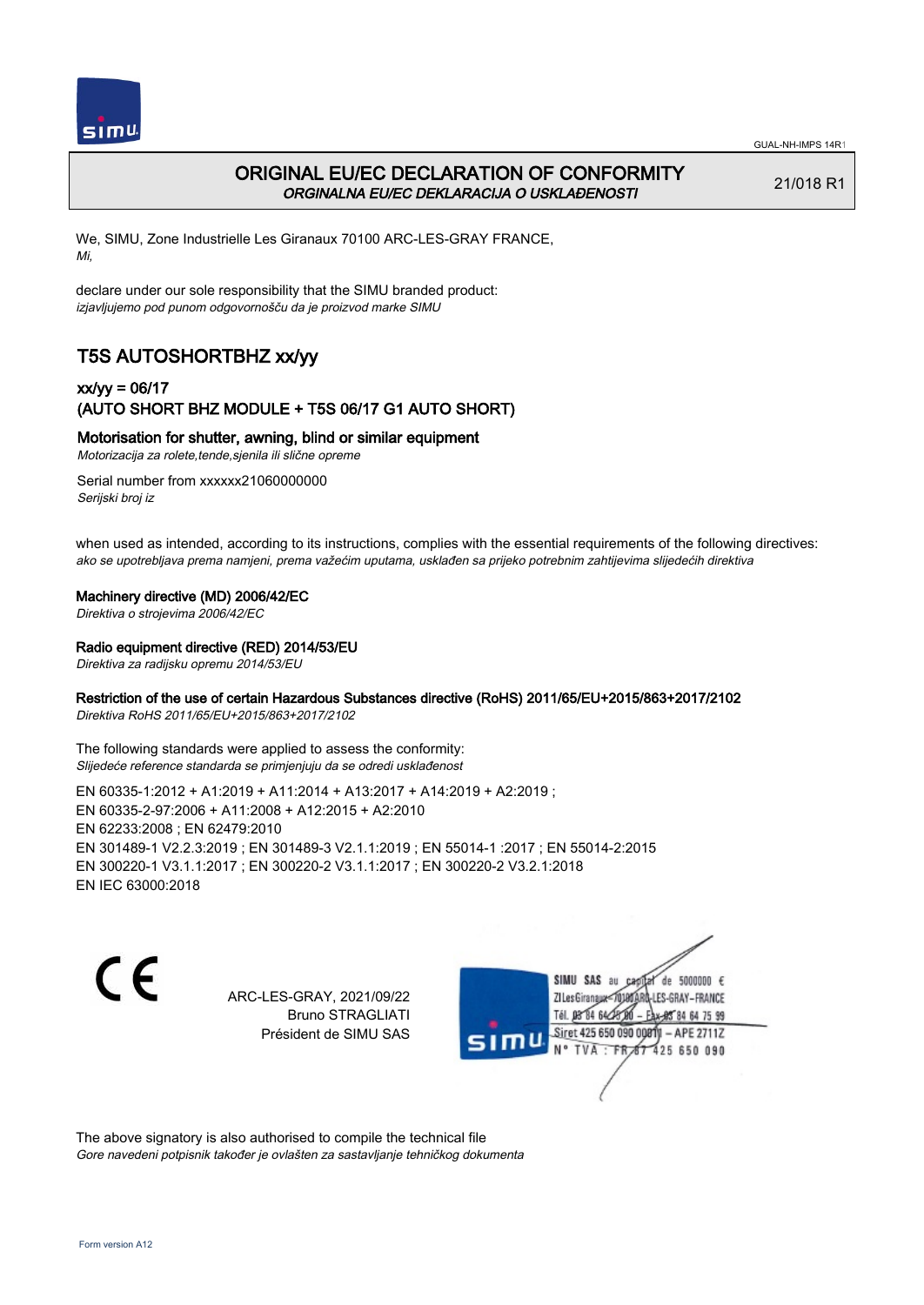# ORIGINAL EU/EC DECLARATION OF CONFORMITY

*ORGINALNA EU/EC DEKLARACIJA O USKLAĐENOSTI*

21/018 R1

We, SIMU, Zone Industrielle Les Giranaux 70100 ARC-LES-GRAY FRANCE,
*Mi,*

declare under our sole responsibility that the SIMU branded product:
*izjavljujemo pod punom odgovornošču da je proizvod marke SIMU*

## T5S AUTOSHORTBHZ xx/yy

### xx/yy = 06/17
### (AUTO SHORT BHZ MODULE + T5S 06/17 G1 AUTO SHORT)

**Motorisation for shutter, awning, blind or similar equipment**
*Motorizacija za rolete,tende,sjenila ili slične opreme*

Serial number from xxxxxx21060000000
*Serijski broj iz*

when used as intended, according to its instructions, complies with the essential requirements of the following directives:
*ako se upotrebljava prema namjeni, prema važećim uputama, usklađen sa prijeko potrebnim zahtijevima slijedećih direktiva*

**Machinery directive (MD) 2006/42/EC**
*Direktiva o strojevima 2006/42/EC*

**Radio equipment directive (RED) 2014/53/EU**
*Direktiva za radijsku opremu 2014/53/EU*

**Restriction of the use of certain Hazardous Substances directive (RoHS) 2011/65/EU+2015/863+2017/2102**
*Direktiva RoHS 2011/65/EU+2015/863+2017/2102*

The following standards were applied to assess the conformity:
*Slijedeće reference standarda se primjenjuju da se odredi usklađenost*

EN 60335-1:2012 + A1:2019 + A11:2014 + A13:2017 + A14:2019 + A2:2019 ;
EN 60335-2-97:2006 + A11:2008 + A12:2015 + A2:2010
EN 62233:2008 ; EN 62479:2010
EN 301489-1 V2.2.3:2019 ; EN 301489-3 V2.1.1:2019 ; EN 55014-1 :2017 ; EN 55014-2:2015
EN 300220-1 V3.1.1:2017 ; EN 300220-2 V3.1.1:2017 ; EN 300220-2 V3.2.1:2018
EN IEC 63000:2018

CE

ARC-LES-GRAY, 2021/09/22
Bruno STRAGLIATI
Président de SIMU SAS

SIMU SAS au capital de 5000000 €
ZI Les Giranaux 70100 ARC-LES-GRAY–FRANCE
Tél. 03 84 64 78 00 – Fax 03 84 64 75 99
Siret 425 650 090 00011 – APE 2711Z
N° TVA : FR 87 425 650 090

The above signatory is also authorised to compile the technical file
*Gore navedeni potpisnik također je ovlašten za sastavljanje tehničkog dokumenta*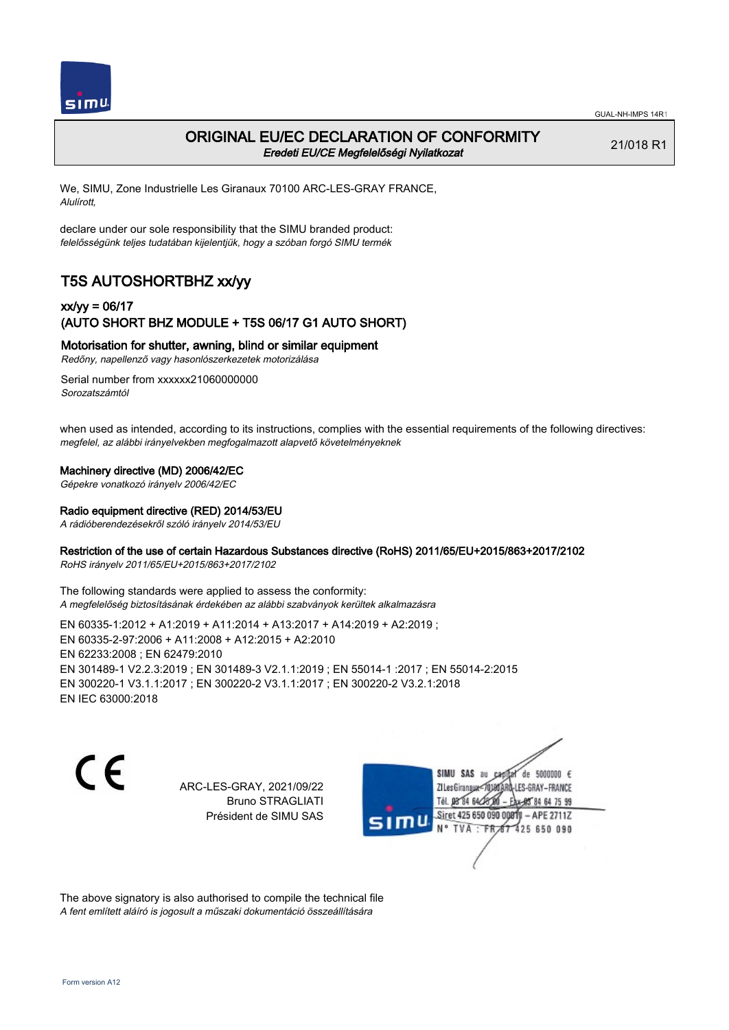# ORIGINAL EU/EC DECLARATION OF CONFORMITY

*Eredeti EU/CE Megfelelőségi Nyilatkozat*

21/018 R1

We, SIMU, Zone Industrielle Les Giranaux 70100 ARC-LES-GRAY FRANCE,
*Alulírott,*

declare under our sole responsibility that the SIMU branded product:
*felelősségünk teljes tudatában kijelentjük, hogy a szóban forgó SIMU termék*

## T5S AUTOSHORTBHZ xx/yy

### xx/yy = 06/17
### (AUTO SHORT BHZ MODULE + T5S 06/17 G1 AUTO SHORT)

**Motorisation for shutter, awning, blind or similar equipment**
*Redőny, napellenző vagy hasonlószerkezetek motorizálása*

Serial number from xxxxxx21060000000
*Sorozatszámtól*

when used as intended, according to its instructions, complies with the essential requirements of the following directives:
*megfelel, az alábbi irányelvekben megfogalmazott alapvető követelményeknek*

**Machinery directive (MD) 2006/42/EC**
*Gépekre vonatkozó irányelv 2006/42/EC*

**Radio equipment directive (RED) 2014/53/EU**
*A rádióberendezésekről szóló irányelv 2014/53/EU*

**Restriction of the use of certain Hazardous Substances directive (RoHS) 2011/65/EU+2015/863+2017/2102**
*RoHS irányelv 2011/65/EU+2015/863+2017/2102*

The following standards were applied to assess the conformity:
*A megfelelőség biztosításának érdekében az alábbi szabványok kerültek alkalmazásra*

EN 60335-1:2012 + A1:2019 + A11:2014 + A13:2017 + A14:2019 + A2:2019 ;
EN 60335-2-97:2006 + A11:2008 + A12:2015 + A2:2010
EN 62233:2008 ; EN 62479:2010
EN 301489-1 V2.2.3:2019 ; EN 301489-3 V2.1.1:2019 ; EN 55014-1 :2017 ; EN 55014-2:2015
EN 300220-1 V3.1.1:2017 ; EN 300220-2 V3.1.1:2017 ; EN 300220-2 V3.2.1:2018
EN IEC 63000:2018

ARC-LES-GRAY, 2021/09/22
Bruno STRAGLIATI
Président de SIMU SAS

SIMU SAS au capital de 5000000 €
ZI Les Giranaux 70100 ARC-LES-GRAY–FRANCE
Tél. 03 84 64 78 00 – Fax 03 84 64 75 99
Siret 425 650 090 00011 – APE 2711Z
N° TVA : FR 87 425 650 090

The above signatory is also authorised to compile the technical file
*A fent említett aláíró is jogosult a műszaki dokumentáció összeállítására*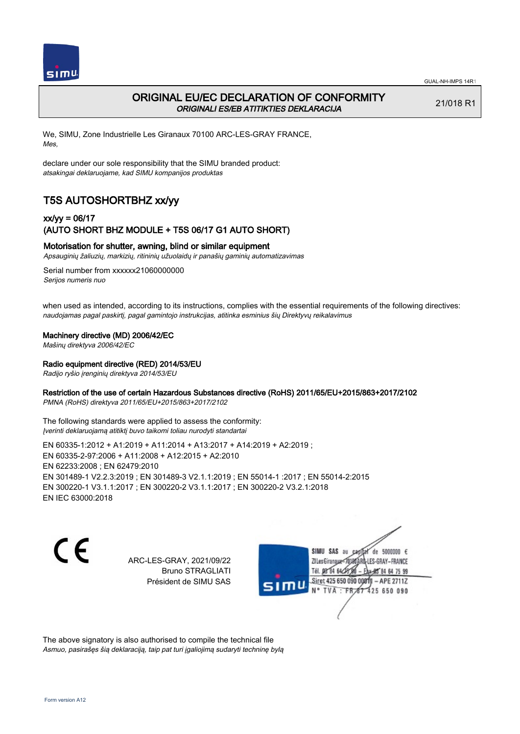# ORIGINAL EU/EC DECLARATION OF CONFORMITY

*ORIGINALI ES/EB ATITIKTIES DEKLARACIJA*

21/018 R1

We, SIMU, Zone Industrielle Les Giranaux 70100 ARC-LES-GRAY FRANCE,
*Mes,*

declare under our sole responsibility that the SIMU branded product:
*atsakingai deklaruojame, kad SIMU kompanijos produktas*

## T5S AUTOSHORTBHZ xx/yy

### xx/yy = 06/17
### (AUTO SHORT BHZ MODULE + T5S 06/17 G1 AUTO SHORT)

**Motorisation for shutter, awning, blind or similar equipment**
*Apsauginių žaliuzių, markizių, ritininių užuolaidų ir panašių gaminių automatizavimas*

Serial number from xxxxxx21060000000
*Serijos numeris nuo*

when used as intended, according to its instructions, complies with the essential requirements of the following directives:
*naudojamas pagal paskirtį, pagal gamintojo instrukcijas, atitinka esminius šių Direktyvų reikalavimus*

**Machinery directive (MD) 2006/42/EC**
*Mašinų direktyva 2006/42/EC*

**Radio equipment directive (RED) 2014/53/EU**
*Radijo ryšio įrenginių direktyva 2014/53/EU*

**Restriction of the use of certain Hazardous Substances directive (RoHS) 2011/65/EU+2015/863+2017/2102**
*PMNA (RoHS) direktyva 2011/65/EU+2015/863+2017/2102*

The following standards were applied to assess the conformity:
*Įverinti deklaruojamą atitiktį buvo taikomi toliau nurodyti standartai*

EN 60335-1:2012 + A1:2019 + A11:2014 + A13:2017 + A14:2019 + A2:2019 ;
EN 60335-2-97:2006 + A11:2008 + A12:2015 + A2:2010
EN 62233:2008 ; EN 62479:2010
EN 301489-1 V2.2.3:2019 ; EN 301489-3 V2.1.1:2019 ; EN 55014-1 :2017 ; EN 55014-2:2015
EN 300220-1 V3.1.1:2017 ; EN 300220-2 V3.1.1:2017 ; EN 300220-2 V3.2.1:2018
EN IEC 63000:2018

ARC-LES-GRAY, 2021/09/22
Bruno STRAGLIATI
Président de SIMU SAS

SIMU SAS au capital de 5000000 €
ZI Les Giranaux 70100 ARC-LES-GRAY-FRANCE
Tél. 03 84 64 75 00 – Fax 03 84 64 75 99
Siret 425 650 090 00011 – APE 2711Z
N° TVA : FR 67 425 650 090

The above signatory is also authorised to compile the technical file
*Asmuo, pasirašęs šią deklaraciją, taip pat turi įgaliojimą sudaryti techninę bylą*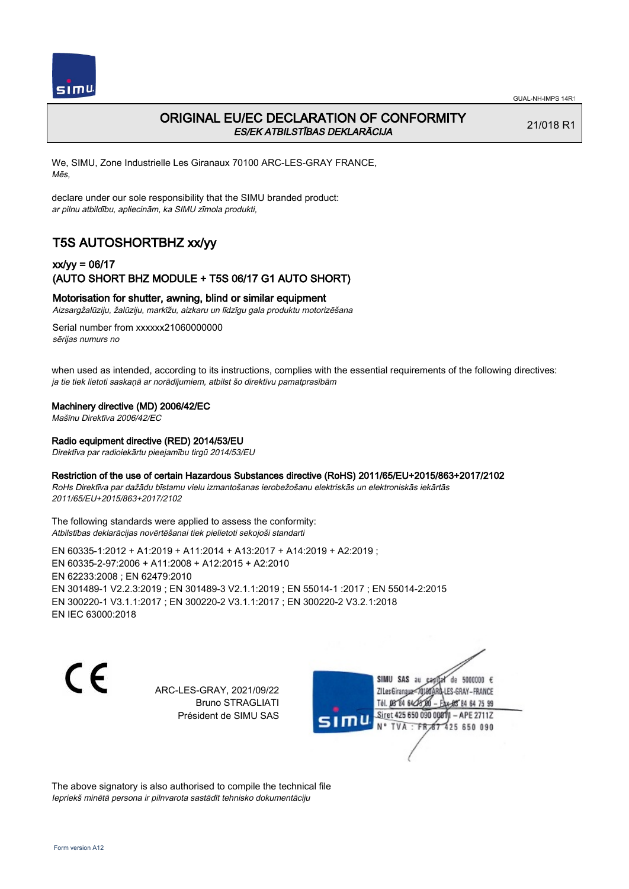# ORIGINAL EU/EC DECLARATION OF CONFORMITY

*ES/EK ATBILSTĪBAS DEKLARĀCIJA*

21/018 R1

We, SIMU, Zone Industrielle Les Giranaux 70100 ARC-LES-GRAY FRANCE,
*Mēs,*

declare under our sole responsibility that the SIMU branded product:
*ar pilnu atbildību, apliecinām, ka SIMU zīmola produkti,*

## T5S AUTOSHORTBHZ xx/yy

### xx/yy = 06/17
### (AUTO SHORT BHZ MODULE + T5S 06/17 G1 AUTO SHORT)

**Motorisation for shutter, awning, blind or similar equipment**
*Aizsargžalūziju, žalūziju, markīžu, aizkaru un līdzīgu gala produktu motorizēšana*

Serial number from xxxxxx21060000000
*sērijas numurs no*

when used as intended, according to its instructions, complies with the essential requirements of the following directives:
*ja tie tiek lietoti saskaņā ar norādījumiem, atbilst šo direktīvu pamatprasībām*

**Machinery directive (MD) 2006/42/EC**
*Mašīnu Direktīva 2006/42/EC*

**Radio equipment directive (RED) 2014/53/EU**
*Direktīva par radioiekārtu pieejamību tirgū 2014/53/EU*

**Restriction of the use of certain Hazardous Substances directive (RoHS) 2011/65/EU+2015/863+2017/2102**
*RoHs Direktīva par dažādu bīstamu vielu izmantošanas ierobežošanu elektriskās un elektroniskās iekārtās 2011/65/EU+2015/863+2017/2102*

The following standards were applied to assess the conformity:
*Atbilstības deklarācijas novērtēšanai tiek pielietoti sekojoši standarti*

EN 60335-1:2012 + A1:2019 + A11:2014 + A13:2017 + A14:2019 + A2:2019 ;
EN 60335-2-97:2006 + A11:2008 + A12:2015 + A2:2010
EN 62233:2008 ; EN 62479:2010
EN 301489-1 V2.2.3:2019 ; EN 301489-3 V2.1.1:2019 ; EN 55014-1 :2017 ; EN 55014-2:2015
EN 300220-1 V3.1.1:2017 ; EN 300220-2 V3.1.1:2017 ; EN 300220-2 V3.2.1:2018
EN IEC 63000:2018

ARC-LES-GRAY, 2021/09/22
Bruno STRAGLIATI
Président de SIMU SAS

SIMU SAS au capital de 5000000 €
ZI Les Giranaux 70100 ARC-LES-GRAY-FRANCE
Tél. 03 84 64 75 00 – Fax 03 84 64 75 99
Siret 425 650 090 00811 – APE 2711Z
N° TVA : FR 87 425 650 090

The above signatory is also authorised to compile the technical file
*Iepriekš minētā persona ir pilnvarota sastādīt tehnisko dokumentāciju*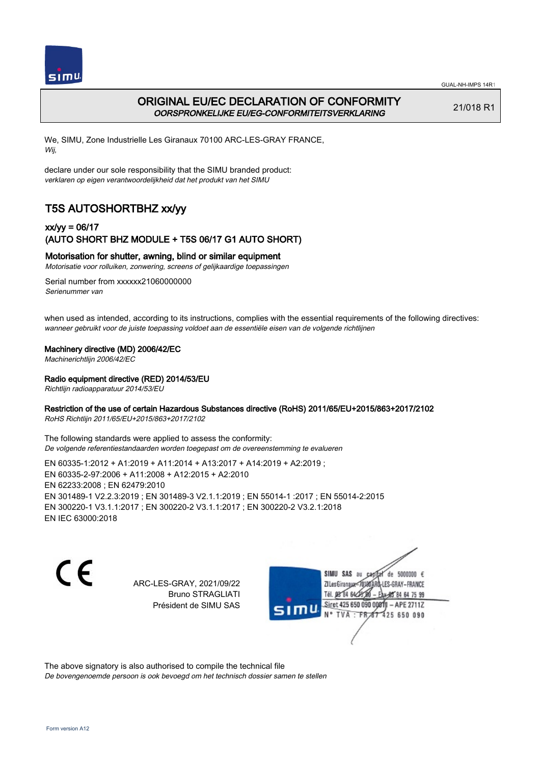# ORIGINAL EU/EC DECLARATION OF CONFORMITY

*OORSPRONKELIJKE EU/EG-CONFORMITEITSVERKLARING*

21/018 R1

We, SIMU, Zone Industrielle Les Giranaux 70100 ARC-LES-GRAY FRANCE,
*Wij,*

declare under our sole responsibility that the SIMU branded product:
*verklaren op eigen verantwoordelijkheid dat het produkt van het SIMU*

## T5S AUTOSHORTBHZ xx/yy

### xx/yy = 06/17
### (AUTO SHORT BHZ MODULE + T5S 06/17 G1 AUTO SHORT)

### Motorisation for shutter, awning, blind or similar equipment

*Motorisatie voor rolluiken, zonwering, screens of gelijkaardige toepassingen*

Serial number from xxxxxx21060000000
*Serienummer van*

when used as intended, according to its instructions, complies with the essential requirements of the following directives:
*wanneer gebruikt voor de juiste toepassing voldoet aan de essentiële eisen van de volgende richtlijnen*

**Machinery directive (MD) 2006/42/EC**
*Machinerichtlijn 2006/42/EC*

**Radio equipment directive (RED) 2014/53/EU**
*Richtlijn radioapparatuur 2014/53/EU*

**Restriction of the use of certain Hazardous Substances directive (RoHS) 2011/65/EU+2015/863+2017/2102**
*RoHS Richtlijn 2011/65/EU+2015/863+2017/2102*

The following standards were applied to assess the conformity:
*De volgende referentiestandaarden worden toegepast om de overeenstemming te evalueren*

EN 60335-1:2012 + A1:2019 + A11:2014 + A13:2017 + A14:2019 + A2:2019 ;
EN 60335-2-97:2006 + A11:2008 + A12:2015 + A2:2010
EN 62233:2008 ; EN 62479:2010
EN 301489-1 V2.2.3:2019 ; EN 301489-3 V2.1.1:2019 ; EN 55014-1 :2017 ; EN 55014-2:2015
EN 300220-1 V3.1.1:2017 ; EN 300220-2 V3.1.1:2017 ; EN 300220-2 V3.2.1:2018
EN IEC 63000:2018

ARC-LES-GRAY, 2021/09/22
Bruno STRAGLIATI
Président de SIMU SAS

SIMU SAS au capital de 5000000 €
ZI Les Giranaux 70100 ARC-LES-GRAY-FRANCE
Tél. 03 84 64 75 00 – Fax 03 84 64 75 99
Siret 425 650 090 00011 – APE 2711Z
N° TVA : FR 67 425 650 090

The above signatory is also authorised to compile the technical file
*De bovengenoemde persoon is ook bevoegd om het technisch dossier samen te stellen*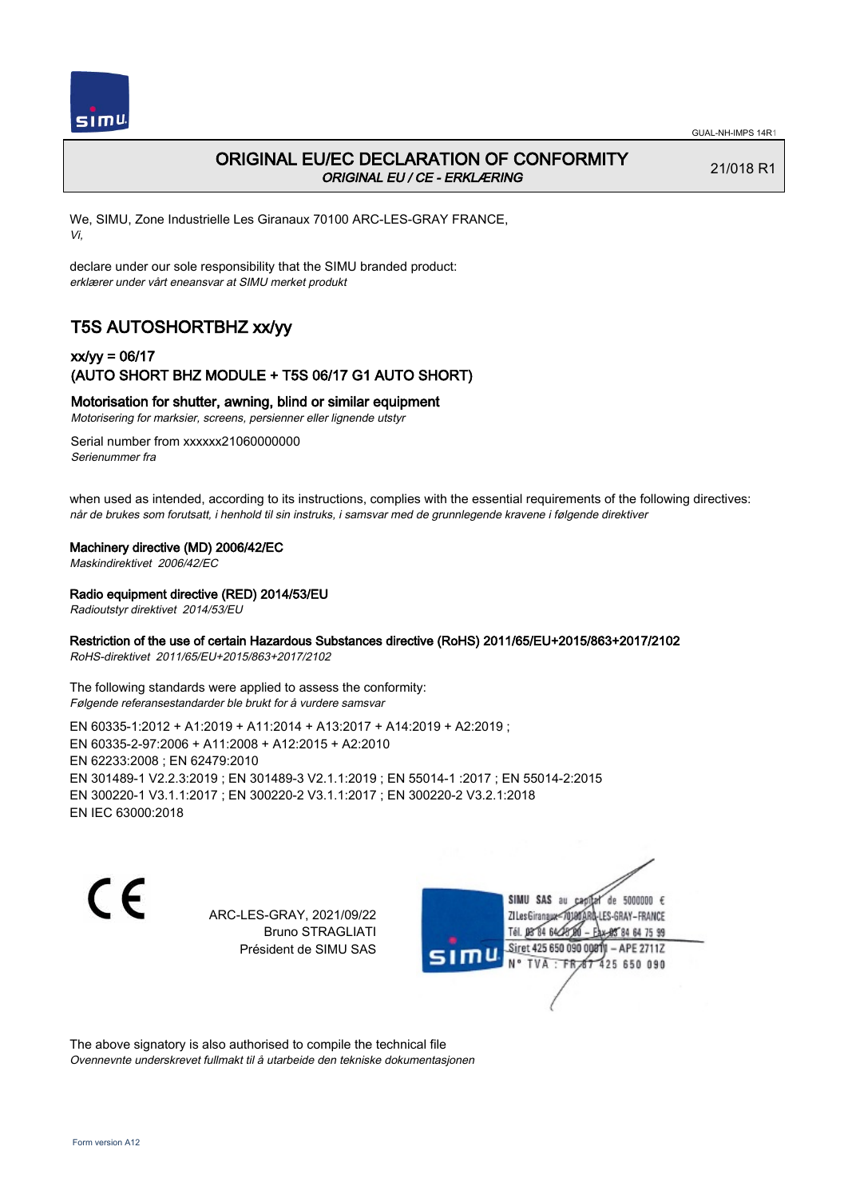# ORIGINAL EU/EC DECLARATION OF CONFORMITY

*ORIGINAL EU / CE - ERKLÆRING*

21/018 R1

We, SIMU, Zone Industrielle Les Giranaux 70100 ARC-LES-GRAY FRANCE,
*Vi,*

declare under our sole responsibility that the SIMU branded product:
*erklærer under vårt eneansvar at SIMU merket produkt*

## T5S AUTOSHORTBHZ xx/yy

### xx/yy = 06/17
### (AUTO SHORT BHZ MODULE + T5S 06/17 G1 AUTO SHORT)

**Motorisation for shutter, awning, blind or similar equipment**
*Motorisering for marksier, screens, persienner eller lignende utstyr*

Serial number from xxxxxx21060000000
*Serienummer fra*

when used as intended, according to its instructions, complies with the essential requirements of the following directives:
*når de brukes som forutsatt, i henhold til sin instruks, i samsvar med de grunnlegende kravene i følgende direktiver*

**Machinery directive (MD) 2006/42/EC**
*Maskindirektivet 2006/42/EC*

**Radio equipment directive (RED) 2014/53/EU**
*Radioutstyr direktivet 2014/53/EU*

**Restriction of the use of certain Hazardous Substances directive (RoHS) 2011/65/EU+2015/863+2017/2102**
*RoHS-direktivet 2011/65/EU+2015/863+2017/2102*

The following standards were applied to assess the conformity:
*Følgende referansestandarder ble brukt for å vurdere samsvar*

EN 60335-1:2012 + A1:2019 + A11:2014 + A13:2017 + A14:2019 + A2:2019 ;
EN 60335-2-97:2006 + A11:2008 + A12:2015 + A2:2010
EN 62233:2008 ; EN 62479:2010
EN 301489-1 V2.2.3:2019 ; EN 301489-3 V2.1.1:2019 ; EN 55014-1 :2017 ; EN 55014-2:2015
EN 300220-1 V3.1.1:2017 ; EN 300220-2 V3.1.1:2017 ; EN 300220-2 V3.2.1:2018
EN IEC 63000:2018

CE

ARC-LES-GRAY, 2021/09/22
Bruno STRAGLIATI
Président de SIMU SAS

SIMU SAS au capital de 5000000 €
ZI Les Giranaux 70100 ARC-LES-GRAY-FRANCE
Tél. 03 84 64 75 00 – Fax 03 84 64 75 99
Siret 425 650 090 00011 – APE 2711Z
N° TVA : FR 67 425 650 090

The above signatory is also authorised to compile the technical file
*Ovennevnte underskrevet fullmakt til å utarbeide den tekniske dokumentasjonen*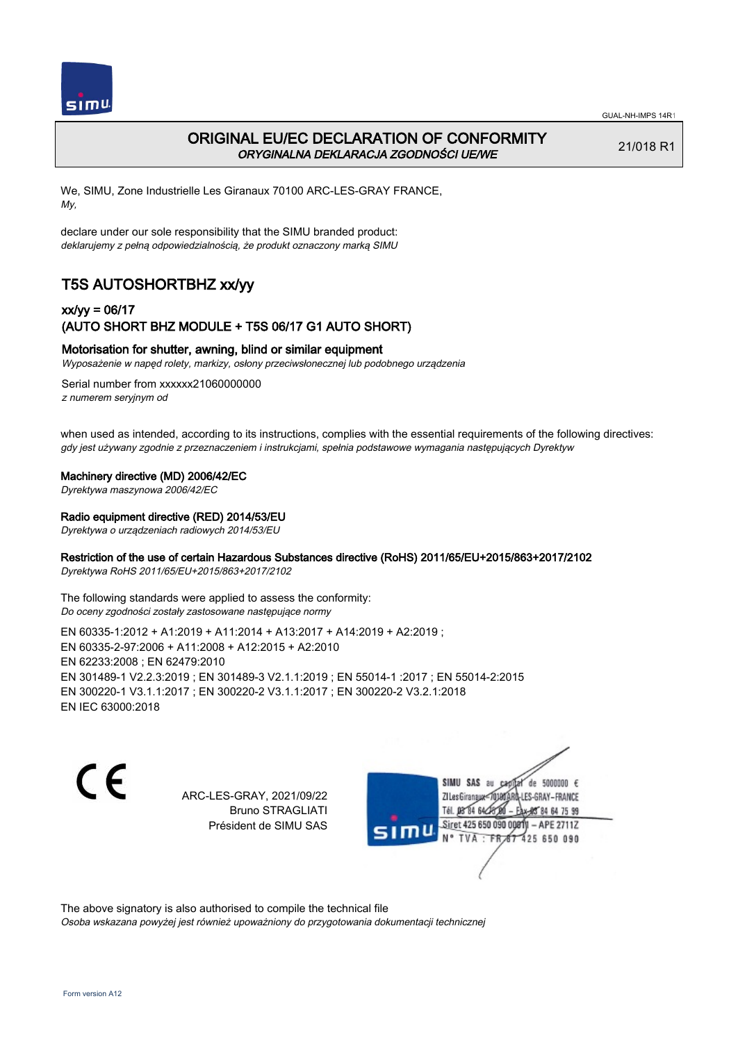# ORIGINAL EU/EC DECLARATION OF CONFORMITY
*ORYGINALNA DEKLARACJA ZGODNOŚCI UE/WE*

21/018 R1

We, SIMU, Zone Industrielle Les Giranaux 70100 ARC-LES-GRAY FRANCE,
*My,*

declare under our sole responsibility that the SIMU branded product:
*deklarujemy z pełną odpowiedzialnością, że produkt oznaczony marką SIMU*

## T5S AUTOSHORTBHZ xx/yy

### xx/yy = 06/17
### (AUTO SHORT BHZ MODULE + T5S 06/17 G1 AUTO SHORT)

### Motorisation for shutter, awning, blind or similar equipment
*Wyposażenie w napęd rolety, markizy, osłony przeciwsłonecznej lub podobnego urządzenia*

Serial number from xxxxxx21060000000
*z numerem seryjnym od*

when used as intended, according to its instructions, complies with the essential requirements of the following directives:
*gdy jest używany zgodnie z przeznaczeniem i instrukcjami, spełnia podstawowe wymagania następujących Dyrektyw*

**Machinery directive (MD) 2006/42/EC**
*Dyrektywa maszynowa 2006/42/EC*

**Radio equipment directive (RED) 2014/53/EU**
*Dyrektywa o urządzeniach radiowych 2014/53/EU*

**Restriction of the use of certain Hazardous Substances directive (RoHS) 2011/65/EU+2015/863+2017/2102**
*Dyrektywa RoHS 2011/65/EU+2015/863+2017/2102*

The following standards were applied to assess the conformity:
*Do oceny zgodności zostały zastosowane następujące normy*

EN 60335-1:2012 + A1:2019 + A11:2014 + A13:2017 + A14:2019 + A2:2019 ;
EN 60335-2-97:2006 + A11:2008 + A12:2015 + A2:2010
EN 62233:2008 ; EN 62479:2010
EN 301489-1 V2.2.3:2019 ; EN 301489-3 V2.1.1:2019 ; EN 55014-1 :2017 ; EN 55014-2:2015
EN 300220-1 V3.1.1:2017 ; EN 300220-2 V3.1.1:2017 ; EN 300220-2 V3.2.1:2018
EN IEC 63000:2018

CE

ARC-LES-GRAY, 2021/09/22
Bruno STRAGLIATI
Président de SIMU SAS

SIMU SAS au capital de 5000000 €
ZI Les Giranaux 70100 ARC-LES-GRAY-FRANCE
Tél. 03 84 64 75 00 – Fax 03 84 64 75 99
Siret 425 650 090 00011 – APE 2711Z
N° TVA : FR 87 425 650 090

The above signatory is also authorised to compile the technical file
*Osoba wskazana powyżej jest również upoważniony do przygotowania dokumentacji technicznej*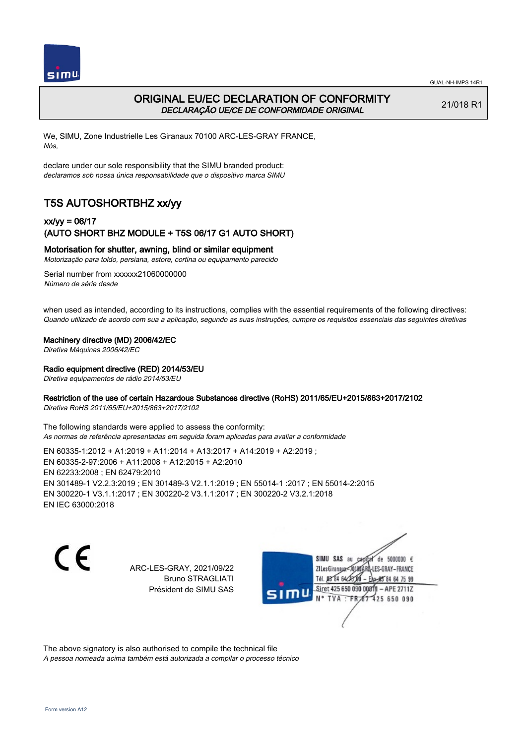GUAL-NH-IMPS 14R1

# ORIGINAL EU/EC DECLARATION OF CONFORMITY

*DECLARAÇÃO UE/CE DE CONFORMIDADE ORIGINAL*

21/018 R1

We, SIMU, Zone Industrielle Les Giranaux 70100 ARC-LES-GRAY FRANCE,
*Nós,*

declare under our sole responsibility that the SIMU branded product:
*declaramos sob nossa única responsabilidade que o dispositivo marca SIMU*

## T5S AUTOSHORTBHZ xx/yy

### xx/yy = 06/17
### (AUTO SHORT BHZ MODULE + T5S 06/17 G1 AUTO SHORT)

**Motorisation for shutter, awning, blind or similar equipment**
*Motorização para toldo, persiana, estore, cortina ou equipamento parecido*

Serial number from xxxxxx21060000000
*Número de série desde*

when used as intended, according to its instructions, complies with the essential requirements of the following directives:
*Quando utilizado de acordo com sua a aplicação, segundo as suas instruções, cumpre os requisitos essenciais das seguintes diretivas*

**Machinery directive (MD) 2006/42/EC**
*Diretiva Máquinas 2006/42/EC*

**Radio equipment directive (RED) 2014/53/EU**
*Diretiva equipamentos de rádio 2014/53/EU*

**Restriction of the use of certain Hazardous Substances directive (RoHS) 2011/65/EU+2015/863+2017/2102**
*Diretiva RoHS 2011/65/EU+2015/863+2017/2102*

The following standards were applied to assess the conformity:
*As normas de referência apresentadas em seguida foram aplicadas para avaliar a conformidade*

EN 60335-1:2012 + A1:2019 + A11:2014 + A13:2017 + A14:2019 + A2:2019 ;
EN 60335-2-97:2006 + A11:2008 + A12:2015 + A2:2010
EN 62233:2008 ; EN 62479:2010
EN 301489-1 V2.2.3:2019 ; EN 301489-3 V2.1.1:2019 ; EN 55014-1 :2017 ; EN 55014-2:2015
EN 300220-1 V3.1.1:2017 ; EN 300220-2 V3.1.1:2017 ; EN 300220-2 V3.2.1:2018
EN IEC 63000:2018

CE

ARC-LES-GRAY, 2021/09/22
Bruno STRAGLIATI
Président de SIMU SAS

SIMU SAS au capital de 5000000 €
ZI Les Giranaux 70100 ARC-LES-GRAY-FRANCE
Tél. 03 84 64 75 00 – Fax 03 84 64 75 99
Siret 425 650 090 00011 – APE 2711Z
N° TVA : FR 67 425 650 090

The above signatory is also authorised to compile the technical file
*A pessoa nomeada acima também está autorizada a compilar o processo técnico*

Form version A12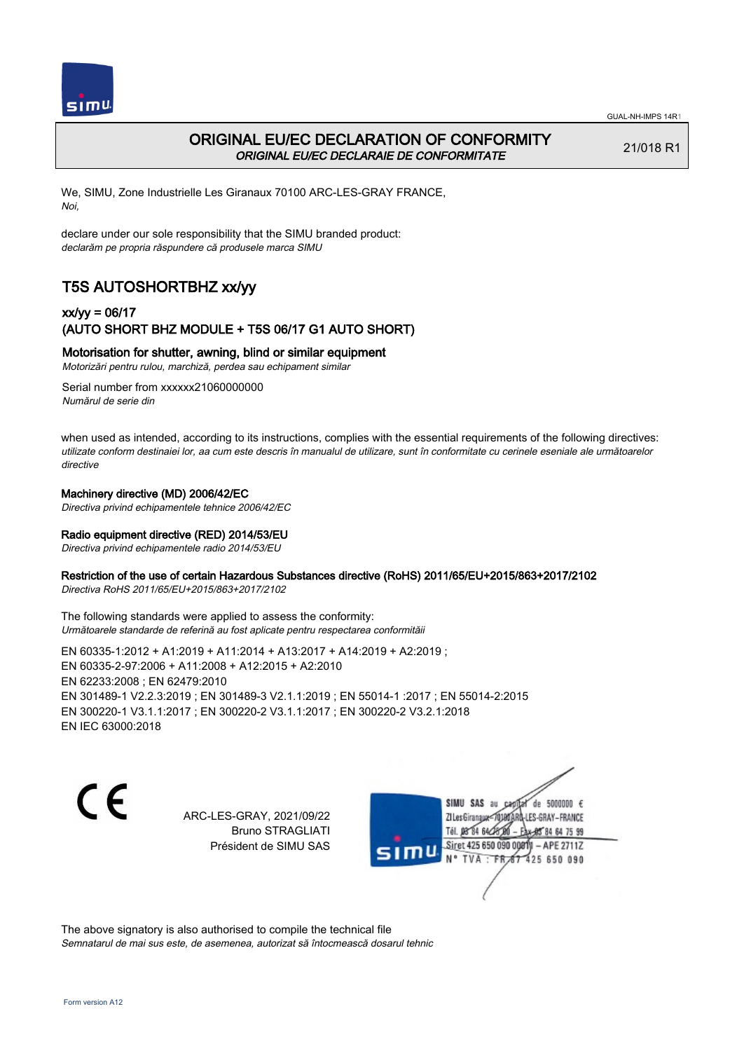# ORIGINAL EU/EC DECLARATION OF CONFORMITY

*ORIGINAL EU/EC DECLARAIE DE CONFORMITATE*

21/018 R1

We, SIMU, Zone Industrielle Les Giranaux 70100 ARC-LES-GRAY FRANCE,
*Noi,*

declare under our sole responsibility that the SIMU branded product:
*declarăm pe propria răspundere că produsele marca SIMU*

## T5S AUTOSHORTBHZ xx/yy

### xx/yy = 06/17
### (AUTO SHORT BHZ MODULE + T5S 06/17 G1 AUTO SHORT)

**Motorisation for shutter, awning, blind or similar equipment**
*Motorizări pentru rulou, marchiză, perdea sau echipament similar*

Serial number from xxxxxx21060000000
*Numărul de serie din*

when used as intended, according to its instructions, complies with the essential requirements of the following directives:
*utilizate conform destinaiei lor, aa cum este descris în manualul de utilizare, sunt în conformitate cu cerinele eseniale ale următoarelor directive*

**Machinery directive (MD) 2006/42/EC**
*Directiva privind echipamentele tehnice 2006/42/EC*

**Radio equipment directive (RED) 2014/53/EU**
*Directiva privind echipamentele radio 2014/53/EU*

**Restriction of the use of certain Hazardous Substances directive (RoHS) 2011/65/EU+2015/863+2017/2102**
*Directiva RoHS 2011/65/EU+2015/863+2017/2102*

The following standards were applied to assess the conformity:
*Următoarele standarde de referină au fost aplicate pentru respectarea conformităii*

EN 60335-1:2012 + A1:2019 + A11:2014 + A13:2017 + A14:2019 + A2:2019 ;
EN 60335-2-97:2006 + A11:2008 + A12:2015 + A2:2010
EN 62233:2008 ; EN 62479:2010
EN 301489-1 V2.2.3:2019 ; EN 301489-3 V2.1.1:2019 ; EN 55014-1 :2017 ; EN 55014-2:2015
EN 300220-1 V3.1.1:2017 ; EN 300220-2 V3.1.1:2017 ; EN 300220-2 V3.2.1:2018
EN IEC 63000:2018

ARC-LES-GRAY, 2021/09/22
Bruno STRAGLIATI
Président de SIMU SAS

SIMU SAS au capital de 5000000 €
ZI Les Giranaux 70100 ARC-LES-GRAY-FRANCE
Tél. 03 84 64 75 00 – Fax 03 84 64 75 99
Siret 425 650 090 00011 – APE 2711Z
N° TVA : FR 87 425 650 090

The above signatory is also authorised to compile the technical file
*Semnatarul de mai sus este, de asemenea, autorizat să întocmească dosarul tehnic*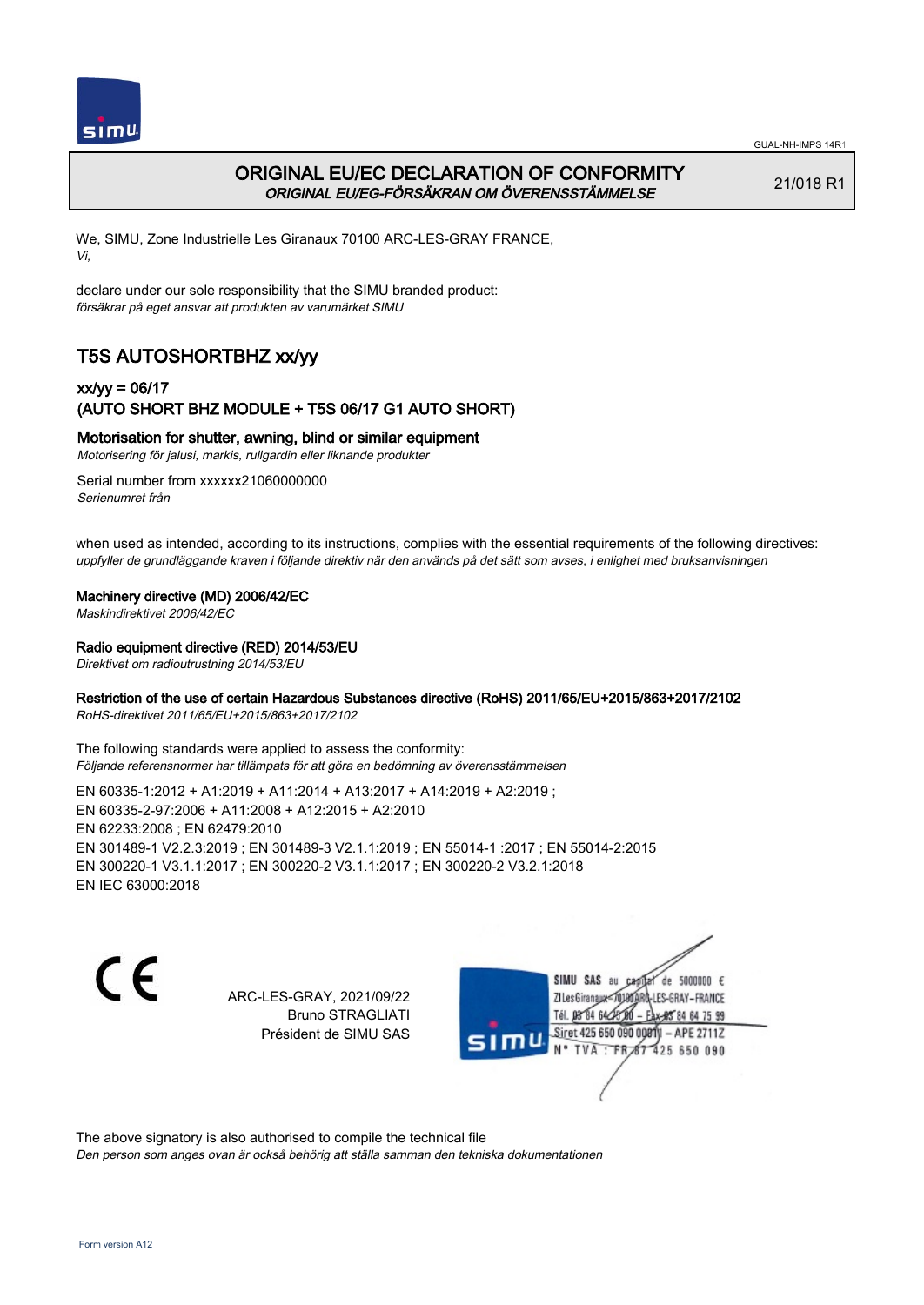# ORIGINAL EU/EC DECLARATION OF CONFORMITY

*ORIGINAL EU/EG-FÖRSÄKRAN OM ÖVERENSSTÄMMELSE*

21/018 R1

We, SIMU, Zone Industrielle Les Giranaux 70100 ARC-LES-GRAY FRANCE,
*Vi,*

declare under our sole responsibility that the SIMU branded product:
*försäkrar på eget ansvar att produkten av varumärket SIMU*

## T5S AUTOSHORTBHZ xx/yy

### xx/yy = 06/17
### (AUTO SHORT BHZ MODULE + T5S 06/17 G1 AUTO SHORT)

**Motorisation for shutter, awning, blind or similar equipment**
*Motorisering för jalusi, markis, rullgardin eller liknande produkter*

Serial number from xxxxxx21060000000
*Serienumret från*

when used as intended, according to its instructions, complies with the essential requirements of the following directives:
*uppfyller de grundläggande kraven i följande direktiv när den används på det sätt som avses, i enlighet med bruksanvisningen*

**Machinery directive (MD) 2006/42/EC**
*Maskindirektivet 2006/42/EC*

**Radio equipment directive (RED) 2014/53/EU**
*Direktivet om radioutrustning 2014/53/EU*

**Restriction of the use of certain Hazardous Substances directive (RoHS) 2011/65/EU+2015/863+2017/2102**
*RoHS-direktivet 2011/65/EU+2015/863+2017/2102*

The following standards were applied to assess the conformity:
*Följande referensnormer har tillämpats för att göra en bedömning av överensstämmelsen*

EN 60335-1:2012 + A1:2019 + A11:2014 + A13:2017 + A14:2019 + A2:2019 ;
EN 60335-2-97:2006 + A11:2008 + A12:2015 + A2:2010
EN 62233:2008 ; EN 62479:2010
EN 301489-1 V2.2.3:2019 ; EN 301489-3 V2.1.1:2019 ; EN 55014-1 :2017 ; EN 55014-2:2015
EN 300220-1 V3.1.1:2017 ; EN 300220-2 V3.1.1:2017 ; EN 300220-2 V3.2.1:2018
EN IEC 63000:2018

CE

ARC-LES-GRAY, 2021/09/22
Bruno STRAGLIATI
Président de SIMU SAS

SIMU SAS au capital de 5000000 €
ZI Les Giranaux 70100 ARC-LES-GRAY–FRANCE
Tél. 03 84 64 75 00 – Fax 03 84 64 75 99
Siret 425 650 090 00011 – APE 2711Z
N° TVA : FR 87 425 650 090

The above signatory is also authorised to compile the technical file
*Den person som anges ovan är också behörig att ställa samman den tekniska dokumentationen*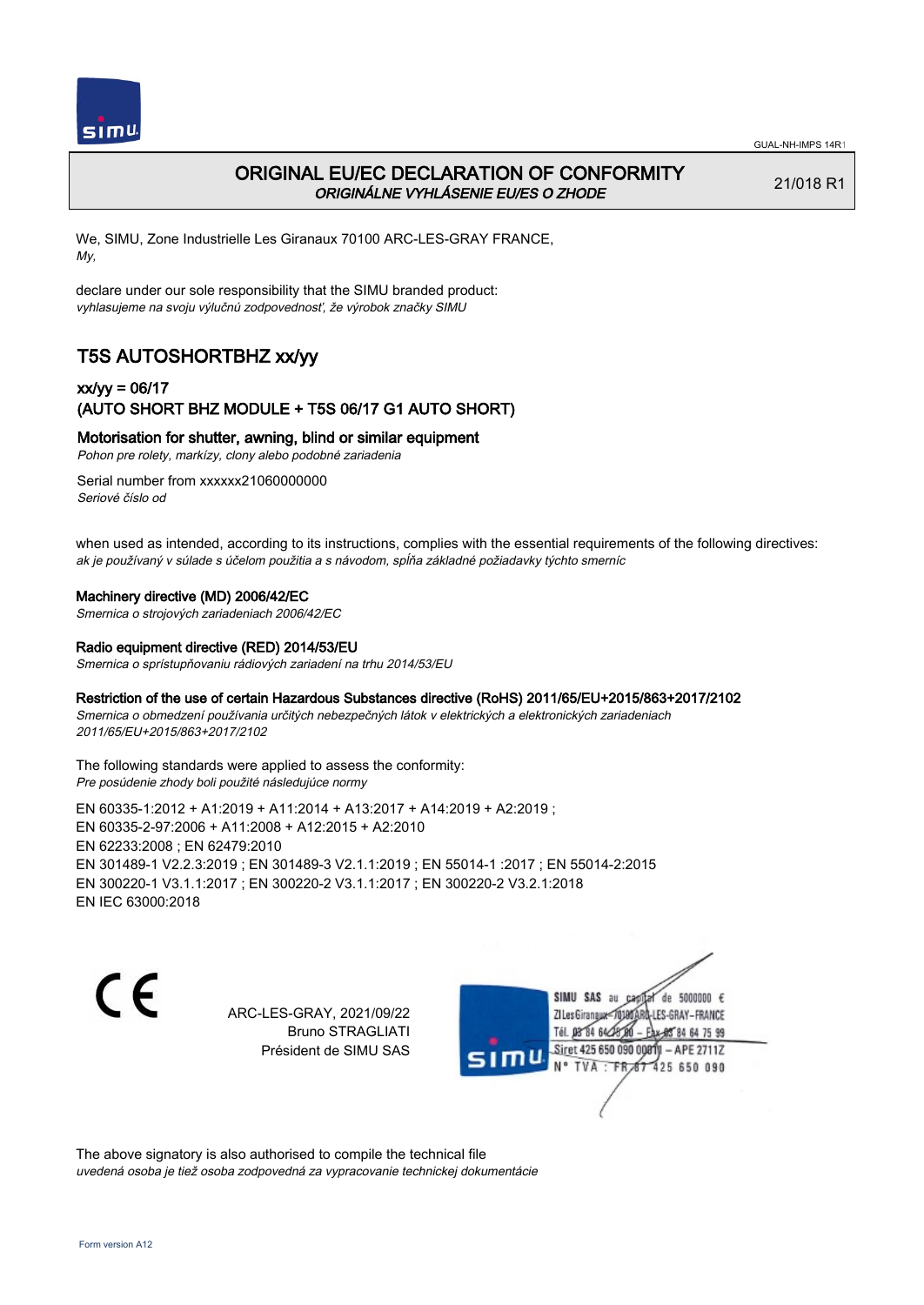# ORIGINAL EU/EC DECLARATION OF CONFORMITY

*ORIGINÁLNE VYHLÁSENIE EU/ES O ZHODE*

21/018 R1

We, SIMU, Zone Industrielle Les Giranaux 70100 ARC-LES-GRAY FRANCE,
*My,*

declare under our sole responsibility that the SIMU branded product:
*vyhlasujeme na svoju výlučnú zodpovednosť, že výrobok značky SIMU*

## T5S AUTOSHORTBHZ xx/yy

### xx/yy = 06/17
### (AUTO SHORT BHZ MODULE + T5S 06/17 G1 AUTO SHORT)

**Motorisation for shutter, awning, blind or similar equipment**
*Pohon pre rolety, markízy, clony alebo podobné zariadenia*

Serial number from xxxxxx21060000000
*Seriové číslo od*

when used as intended, according to its instructions, complies with the essential requirements of the following directives:
*ak je používaný v súlade s účelom použitia a s návodom, spĺňa základné požiadavky týchto smerníc*

**Machinery directive (MD) 2006/42/EC**
*Smernica o strojových zariadeniach 2006/42/EC*

**Radio equipment directive (RED) 2014/53/EU**
*Smernica o sprístupňovaniu rádiových zariadení na trhu 2014/53/EU*

**Restriction of the use of certain Hazardous Substances directive (RoHS) 2011/65/EU+2015/863+2017/2102**
*Smernica o obmedzení používania určitých nebezpečných látok v elektrických a elektronických zariadeniach 2011/65/EU+2015/863+2017/2102*

The following standards were applied to assess the conformity:
*Pre posúdenie zhody boli použité nasledujúce normy*

EN 60335-1:2012 + A1:2019 + A11:2014 + A13:2017 + A14:2019 + A2:2019 ;
EN 60335-2-97:2006 + A11:2008 + A12:2015 + A2:2010
EN 62233:2008 ; EN 62479:2010
EN 301489-1 V2.2.3:2019 ; EN 301489-3 V2.1.1:2019 ; EN 55014-1 :2017 ; EN 55014-2:2015
EN 300220-1 V3.1.1:2017 ; EN 300220-2 V3.1.1:2017 ; EN 300220-2 V3.2.1:2018
EN IEC 63000:2018

CE

ARC-LES-GRAY, 2021/09/22
Bruno STRAGLIATI
Président de SIMU SAS

SIMU SAS au capital de 5000000 €
ZI Les Giranaux 70100 ARC-LES-GRAY-FRANCE
Tél. 03 84 64 78 00 – Fax 03 84 64 75 99
Siret 425 650 090 00011 – APE 2711Z
N° TVA : FR 87 425 650 090

The above signatory is also authorised to compile the technical file
*uvedená osoba je tiež osoba zodpovedná za vypracovanie technickej dokumentácie*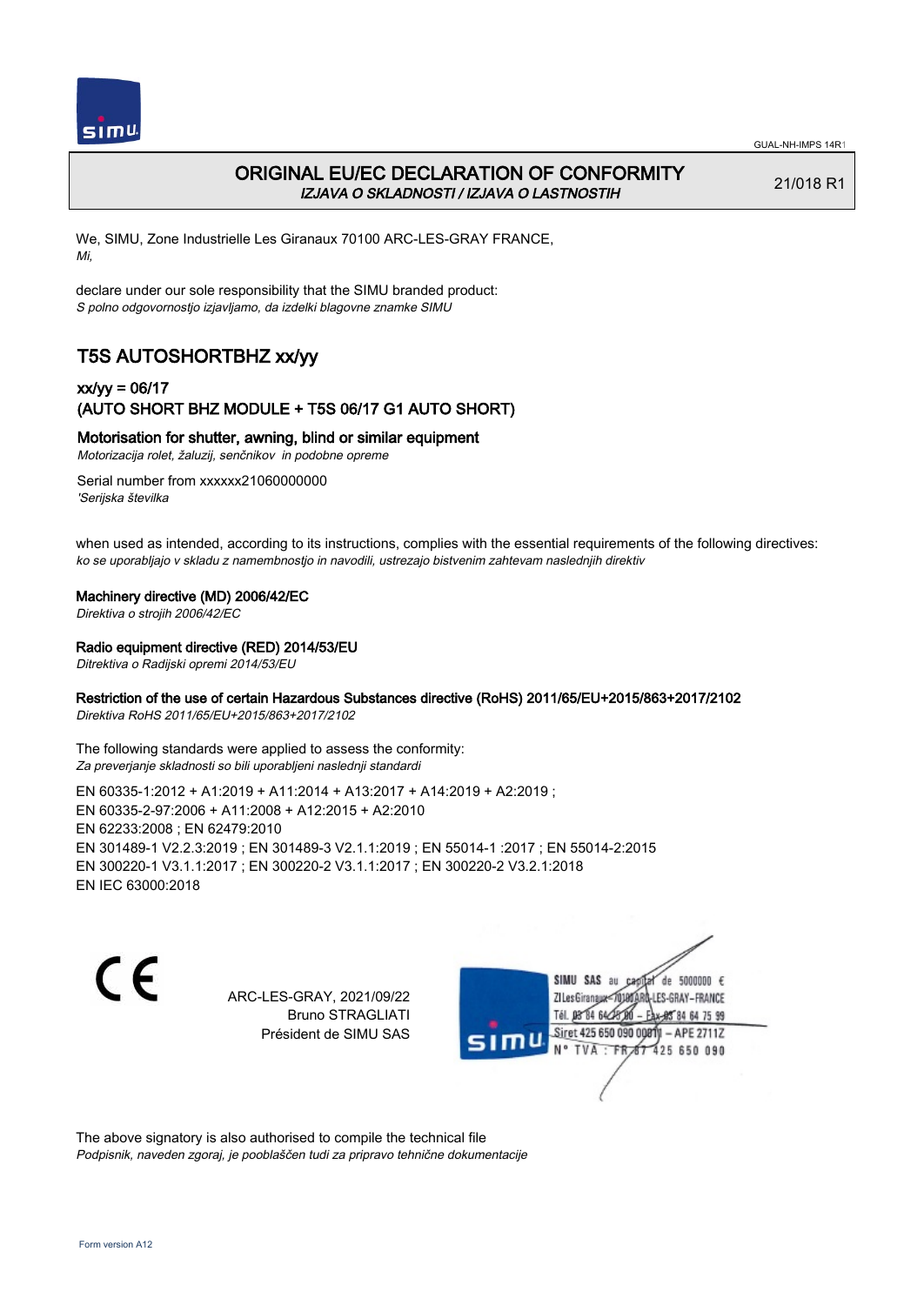# ORIGINAL EU/EC DECLARATION OF CONFORMITY

*IZJAVA O SKLADNOSTI / IZJAVA O LASTNOSTIH*

21/018 R1

We, SIMU, Zone Industrielle Les Giranaux 70100 ARC-LES-GRAY FRANCE,
*Mi,*

declare under our sole responsibility that the SIMU branded product:
*S polno odgovornostjo izjavljamo, da izdelki blagovne znamke SIMU*

## T5S AUTOSHORTBHZ xx/yy

### xx/yy = 06/17
### (AUTO SHORT BHZ MODULE + T5S 06/17 G1 AUTO SHORT)

**Motorisation for shutter, awning, blind or similar equipment**
*Motorizacija rolet, žaluzij, senčnikov in podobne opreme*

Serial number from xxxxxx21060000000
*'Serijska številka*

when used as intended, according to its instructions, complies with the essential requirements of the following directives:
*ko se uporabljajo v skladu z namembnostjo in navodili, ustrezajo bistvenim zahtevam naslednjih direktiv*

**Machinery directive (MD) 2006/42/EC**
*Direktiva o strojih 2006/42/EC*

**Radio equipment directive (RED) 2014/53/EU**
*Ditrektiva o Radijski opremi 2014/53/EU*

**Restriction of the use of certain Hazardous Substances directive (RoHS) 2011/65/EU+2015/863+2017/2102**
*Direktiva RoHS 2011/65/EU+2015/863+2017/2102*

The following standards were applied to assess the conformity:
*Za preverjanje skladnosti so bili uporabljeni naslednji standardi*

EN 60335-1:2012 + A1:2019 + A11:2014 + A13:2017 + A14:2019 + A2:2019 ;
EN 60335-2-97:2006 + A11:2008 + A12:2015 + A2:2010
EN 62233:2008 ; EN 62479:2010
EN 301489-1 V2.2.3:2019 ; EN 301489-3 V2.1.1:2019 ; EN 55014-1 :2017 ; EN 55014-2:2015
EN 300220-1 V3.1.1:2017 ; EN 300220-2 V3.1.1:2017 ; EN 300220-2 V3.2.1:2018
EN IEC 63000:2018

CE

ARC-LES-GRAY, 2021/09/22
Bruno STRAGLIATI
Président de SIMU SAS

SIMU SAS au capital de 5000000 €
ZI Les Giranaux 70100 ARC-LES-GRAY-FRANCE
Tél. 03 84 64 75 00 – Fax 03 84 64 75 99
Siret 425 650 090 00011 – APE 2711Z
N° TVA : FR 67 425 650 090

The above signatory is also authorised to compile the technical file
*Podpisnik, naveden zgoraj, je pooblaščen tudi za pripravo tehnične dokumentacije*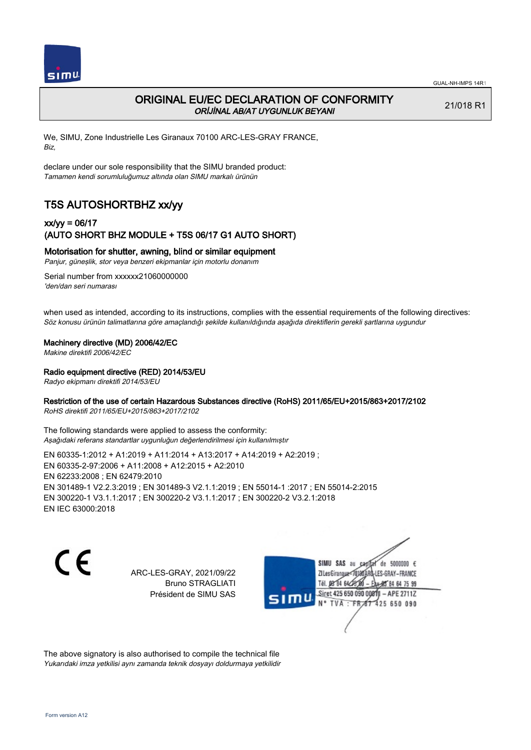# ORIGINAL EU/EC DECLARATION OF CONFORMITY

*ORİJİNAL AB/AT UYGUNLUK BEYANI*

21/018 R1

We, SIMU, Zone Industrielle Les Giranaux 70100 ARC-LES-GRAY FRANCE,
*Biz,*

declare under our sole responsibility that the SIMU branded product:
*Tamamen kendi sorumluluğumuz altında olan SIMU markalı ürünün*

## T5S AUTOSHORTBHZ xx/yy

### xx/yy = 06/17
### (AUTO SHORT BHZ MODULE + T5S 06/17 G1 AUTO SHORT)

**Motorisation for shutter, awning, blind or similar equipment**
*Panjur, güneşlik, stor veya benzeri ekipmanlar için motorlu donanım*

Serial number from xxxxxx21060000000
*'den/dan seri numarası*

when used as intended, according to its instructions, complies with the essential requirements of the following directives:
*Söz konusu ürünün talimatlarına göre amaçlandığı şekilde kullanıldığında aşağıda direktiflerin gerekli şartlarına uygundur*

**Machinery directive (MD) 2006/42/EC**
*Makine direktifi 2006/42/EC*

**Radio equipment directive (RED) 2014/53/EU**
*Radyo ekipmanı direktifi 2014/53/EU*

**Restriction of the use of certain Hazardous Substances directive (RoHS) 2011/65/EU+2015/863+2017/2102**
*RoHS direktifi 2011/65/EU+2015/863+2017/2102*

The following standards were applied to assess the conformity:
*Aşağıdaki referans standartlar uygunluğun değerlendirilmesi için kullanılmıştır*

EN 60335-1:2012 + A1:2019 + A11:2014 + A13:2017 + A14:2019 + A2:2019 ;
EN 60335-2-97:2006 + A11:2008 + A12:2015 + A2:2010
EN 62233:2008 ; EN 62479:2010
EN 301489-1 V2.2.3:2019 ; EN 301489-3 V2.1.1:2019 ; EN 55014-1 :2017 ; EN 55014-2:2015
EN 300220-1 V3.1.1:2017 ; EN 300220-2 V3.1.1:2017 ; EN 300220-2 V3.2.1:2018
EN IEC 63000:2018

CE

ARC-LES-GRAY, 2021/09/22
Bruno STRAGLIATI
Président de SIMU SAS

SIMU SAS au capital de 5000000 €
ZI Les Giranaux 70100 ARC-LES-GRAY-FRANCE
Tél. 03 84 64 75 00 – Fax 03 84 64 75 99
Siret 425 650 090 00011 – APE 2711Z
N° TVA : FR 67 425 650 090

The above signatory is also authorised to compile the technical file
*Yukarıdaki imza yetkilisi aynı zamanda teknik dosyayı doldurmaya yetkilidir*

Form version A12